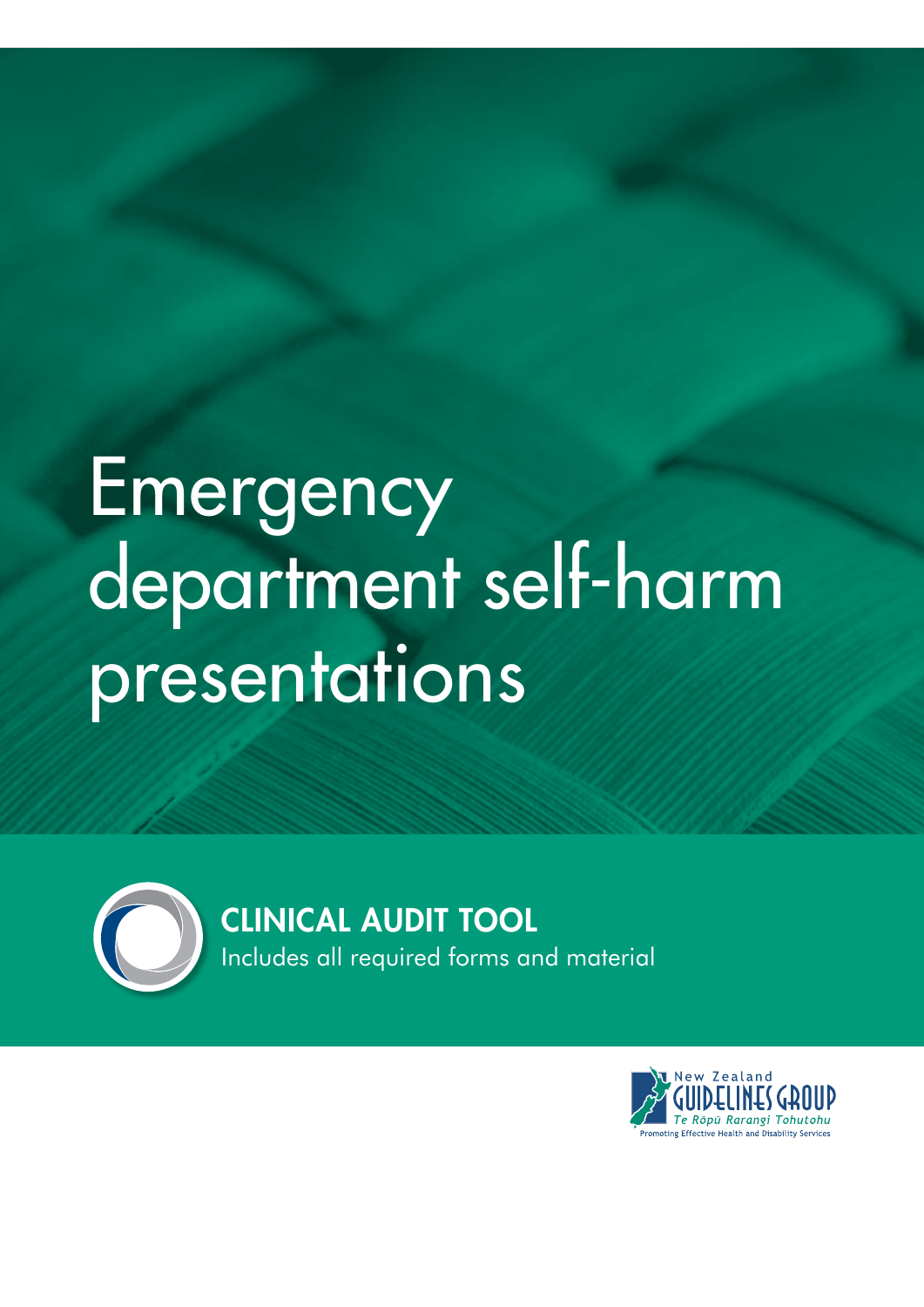# Emergency department self-harm presentations

## CLINICAL AUDIT TOOL

Includes all required forms and material

New Zealand GUIDELINES GROUP

*Te Rōpū Rarangi Tohutohu*

Promoting Effective Health and Disability Services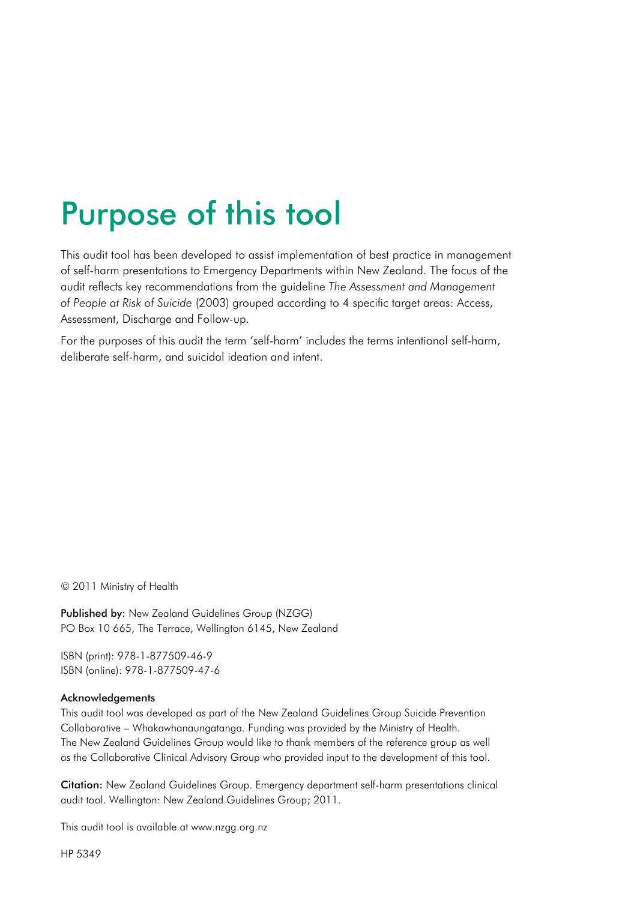# Purpose of this tool

This audit tool has been developed to assist implementation of best practice in management of self-harm presentations to Emergency Departments within New Zealand. The focus of the audit reflects key recommendations from the guideline *The Assessment and Management of People at Risk of Suicide* (2003) grouped according to 4 specific target areas: Access, Assessment, Discharge and Follow-up.

For the purposes of this audit the term 'self-harm' includes the terms intentional self-harm, deliberate self-harm, and suicidal ideation and intent.

© 2011 Ministry of Health

**Published by:** New Zealand Guidelines Group (NZGG)
PO Box 10 665, The Terrace, Wellington 6145, New Zealand

ISBN (print): 978-1-877509-46-9
ISBN (online): 978-1-877509-47-6

**Acknowledgements**

This audit tool was developed as part of the New Zealand Guidelines Group Suicide Prevention Collaborative – Whakawhanaungatanga. Funding was provided by the Ministry of Health. The New Zealand Guidelines Group would like to thank members of the reference group as well as the Collaborative Clinical Advisory Group who provided input to the development of this tool.

**Citation:** New Zealand Guidelines Group. Emergency department self-harm presentations clinical audit tool. Wellington: New Zealand Guidelines Group; 2011.

This audit tool is available at www.nzgg.org.nz

HP 5349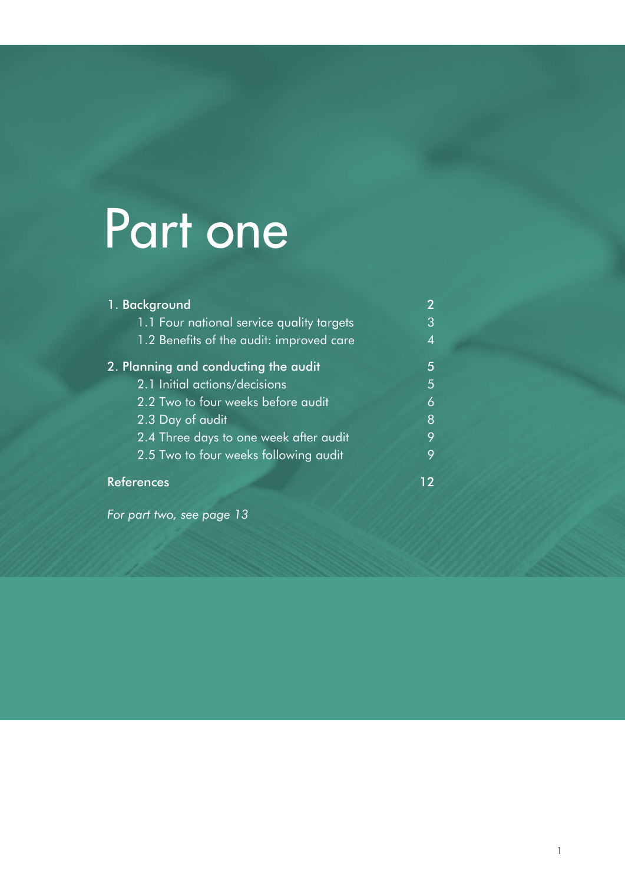# Part one

| | |
|---|---|
| **1. Background** | **2** |
| 1.1 Four national service quality targets | 3 |
| 1.2 Benefits of the audit: improved care | 4 |
| **2. Planning and conducting the audit** | **5** |
| 2.1 Initial actions/decisions | 5 |
| 2.2 Two to four weeks before audit | 6 |
| 2.3 Day of audit | 8 |
| 2.4 Three days to one week after audit | 9 |
| 2.5 Two to four weeks following audit | 9 |
| **References** | **12** |

*For part two, see page 13*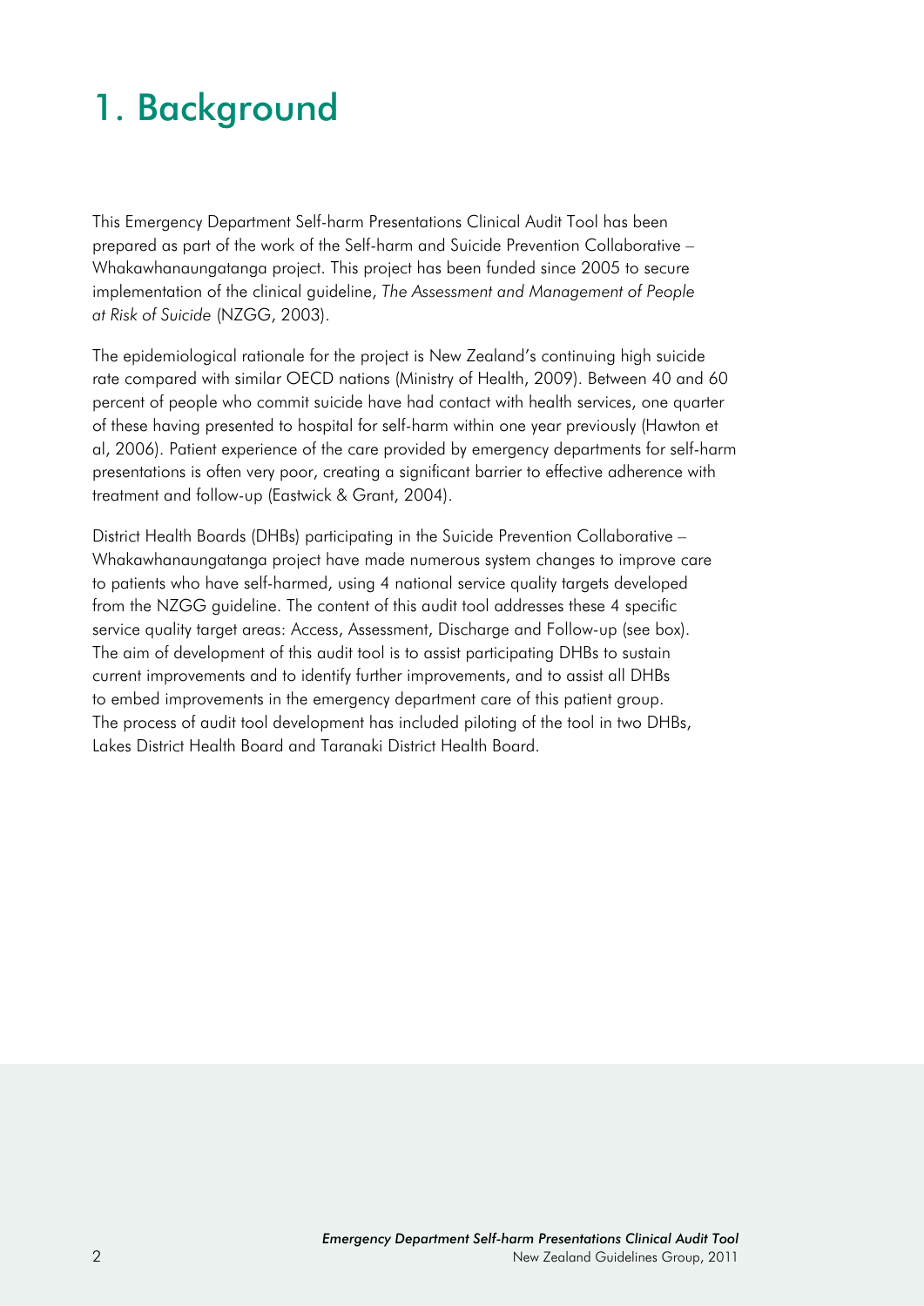# 1. Background

This Emergency Department Self-harm Presentations Clinical Audit Tool has been prepared as part of the work of the Self-harm and Suicide Prevention Collaborative – Whakawhanaungatanga project. This project has been funded since 2005 to secure implementation of the clinical guideline, *The Assessment and Management of People at Risk of Suicide* (NZGG, 2003).

The epidemiological rationale for the project is New Zealand's continuing high suicide rate compared with similar OECD nations (Ministry of Health, 2009). Between 40 and 60 percent of people who commit suicide have had contact with health services, one quarter of these having presented to hospital for self-harm within one year previously (Hawton et al, 2006). Patient experience of the care provided by emergency departments for self-harm presentations is often very poor, creating a significant barrier to effective adherence with treatment and follow-up (Eastwick & Grant, 2004).

District Health Boards (DHBs) participating in the Suicide Prevention Collaborative – Whakawhanaungatanga project have made numerous system changes to improve care to patients who have self-harmed, using 4 national service quality targets developed from the NZGG guideline. The content of this audit tool addresses these 4 specific service quality target areas: Access, Assessment, Discharge and Follow-up (see box). The aim of development of this audit tool is to assist participating DHBs to sustain current improvements and to identify further improvements, and to assist all DHBs to embed improvements in the emergency department care of this patient group. The process of audit tool development has included piloting of the tool in two DHBs, Lakes District Health Board and Taranaki District Health Board.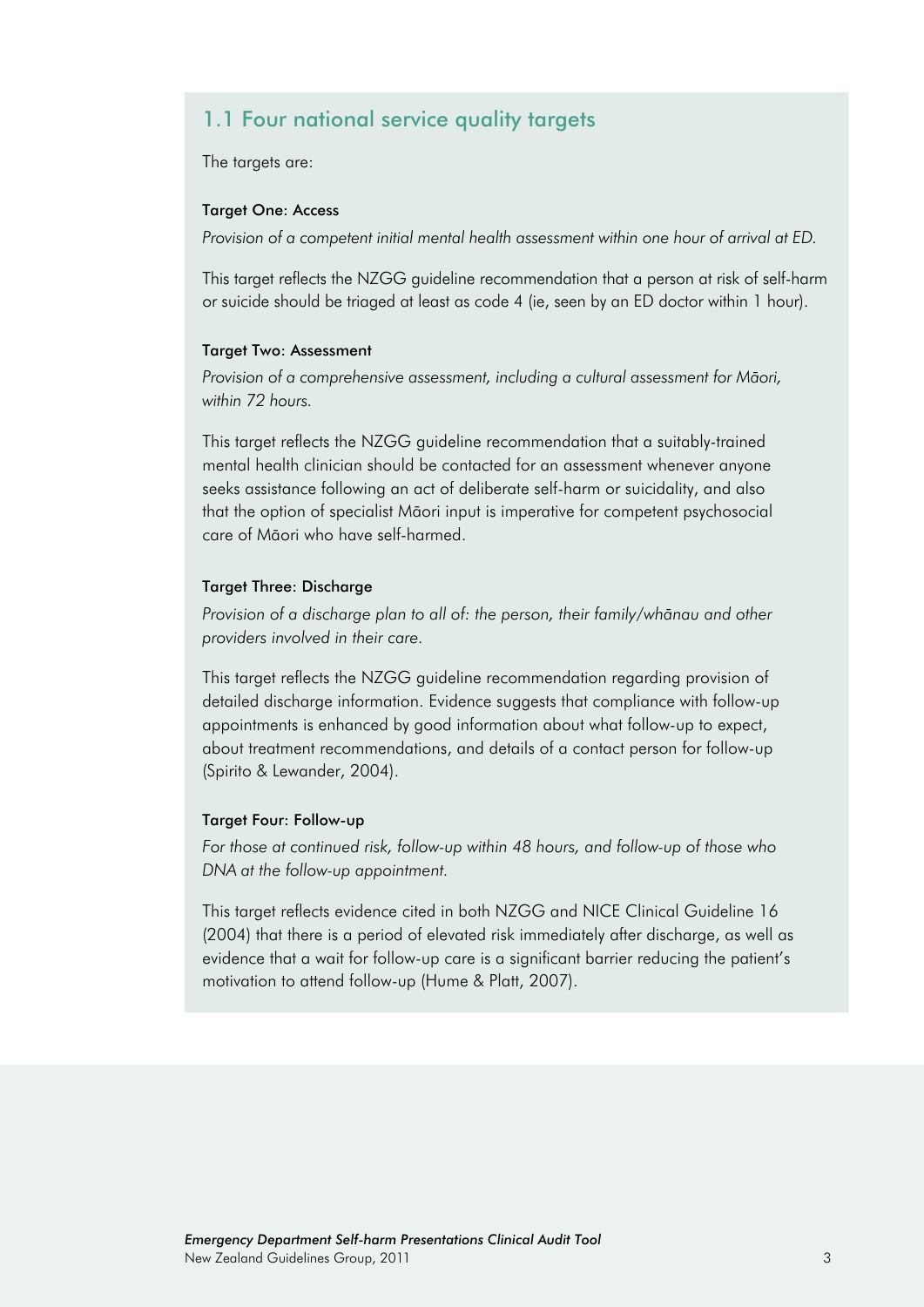## 1.1 Four national service quality targets

The targets are:

#### Target One: Access

*Provision of a competent initial mental health assessment within one hour of arrival at ED.*

This target reflects the NZGG guideline recommendation that a person at risk of self-harm or suicide should be triaged at least as code 4 (ie, seen by an ED doctor within 1 hour).

#### Target Two: Assessment

*Provision of a comprehensive assessment, including a cultural assessment for Māori, within 72 hours.*

This target reflects the NZGG guideline recommendation that a suitably-trained mental health clinician should be contacted for an assessment whenever anyone seeks assistance following an act of deliberate self-harm or suicidality, and also that the option of specialist Māori input is imperative for competent psychosocial care of Māori who have self-harmed.

#### Target Three: Discharge

*Provision of a discharge plan to all of: the person, their family/whānau and other providers involved in their care.*

This target reflects the NZGG guideline recommendation regarding provision of detailed discharge information. Evidence suggests that compliance with follow-up appointments is enhanced by good information about what follow-up to expect, about treatment recommendations, and details of a contact person for follow-up (Spirito & Lewander, 2004).

#### Target Four: Follow-up

*For those at continued risk, follow-up within 48 hours, and follow-up of those who DNA at the follow-up appointment.*

This target reflects evidence cited in both NZGG and NICE Clinical Guideline 16 (2004) that there is a period of elevated risk immediately after discharge, as well as evidence that a wait for follow-up care is a significant barrier reducing the patient's motivation to attend follow-up (Hume & Platt, 2007).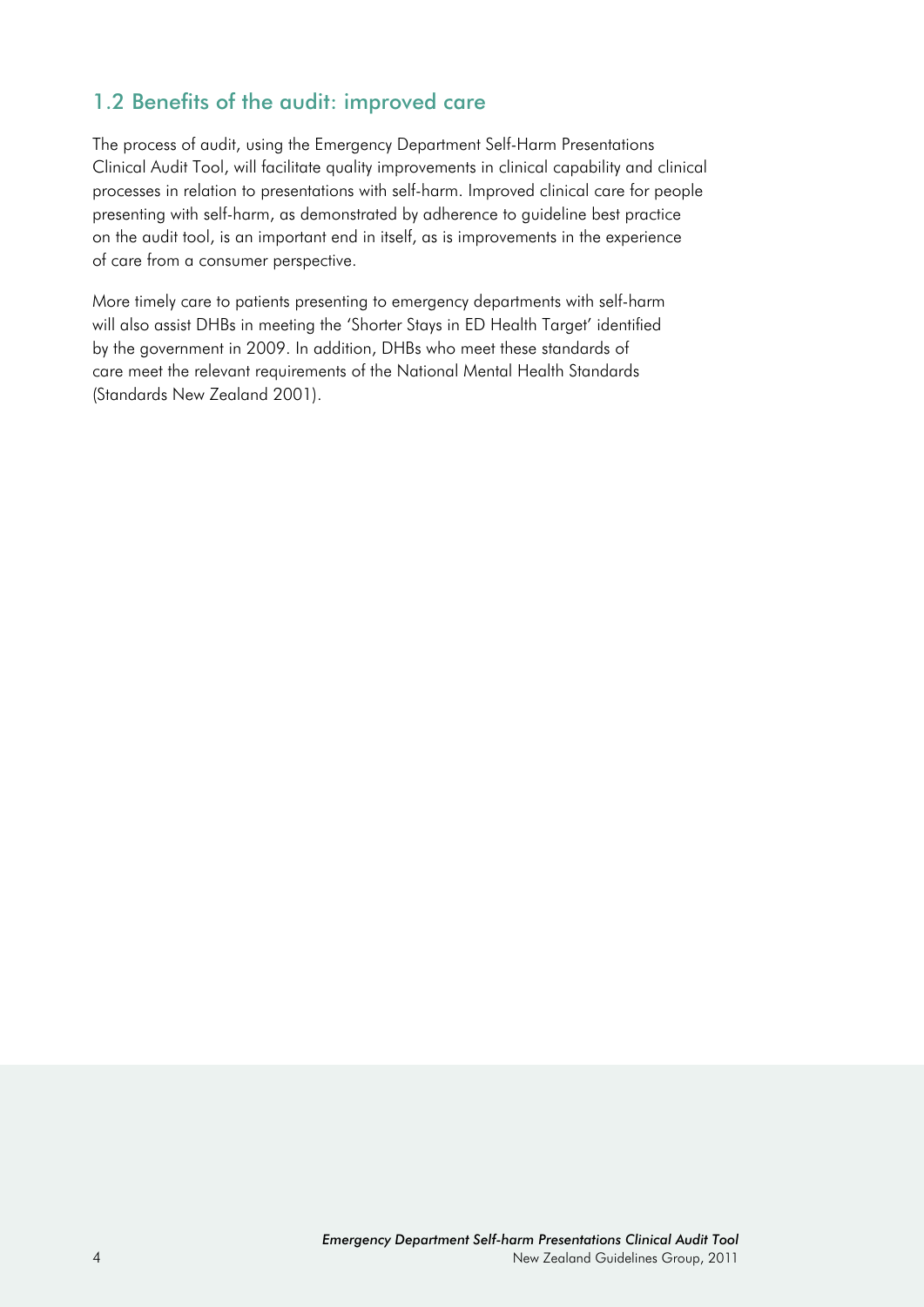## 1.2 Benefits of the audit: improved care

The process of audit, using the Emergency Department Self-Harm Presentations Clinical Audit Tool, will facilitate quality improvements in clinical capability and clinical processes in relation to presentations with self-harm. Improved clinical care for people presenting with self-harm, as demonstrated by adherence to guideline best practice on the audit tool, is an important end in itself, as is improvements in the experience of care from a consumer perspective.

More timely care to patients presenting to emergency departments with self-harm will also assist DHBs in meeting the 'Shorter Stays in ED Health Target' identified by the government in 2009. In addition, DHBs who meet these standards of care meet the relevant requirements of the National Mental Health Standards (Standards New Zealand 2001).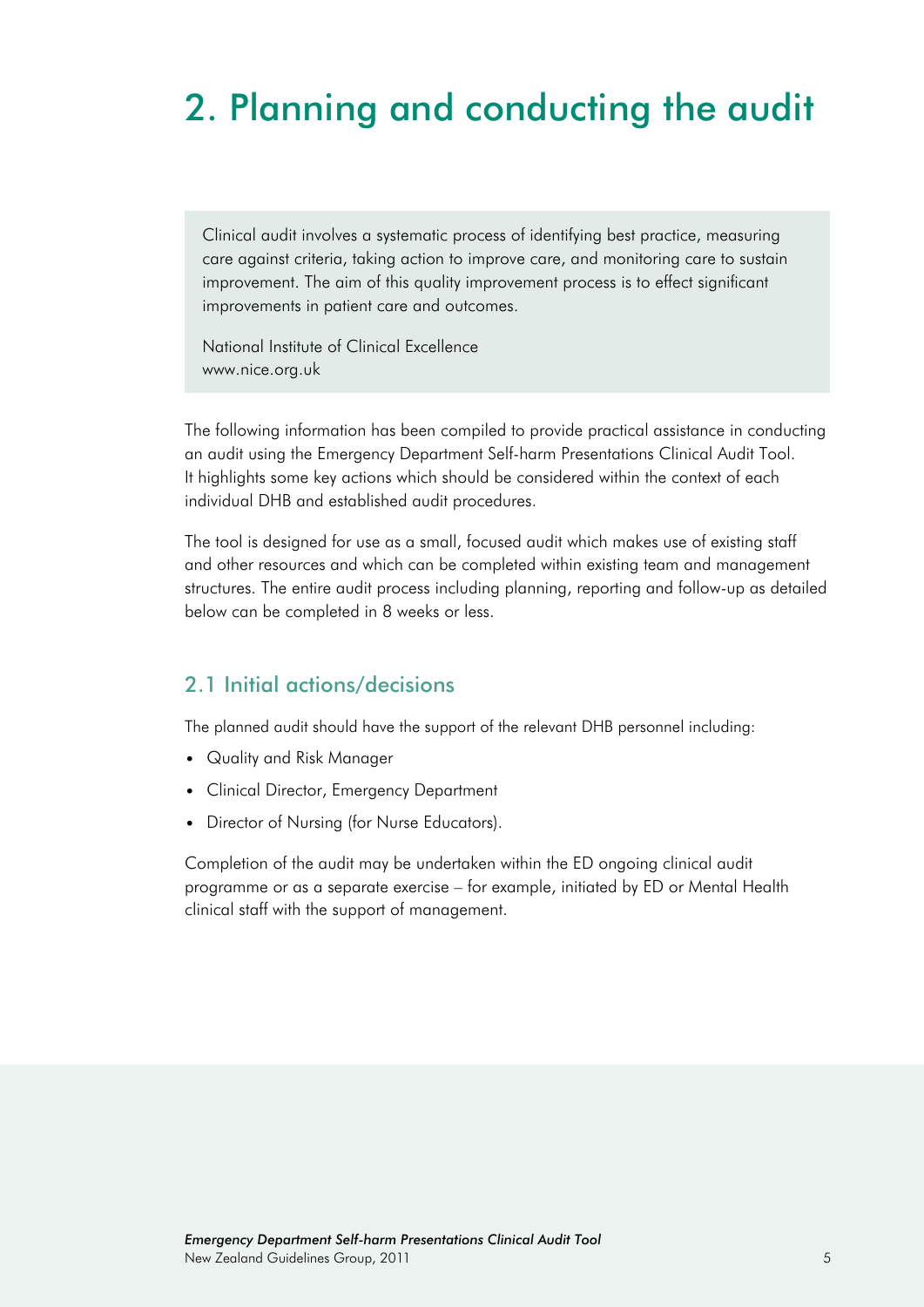# 2. Planning and conducting the audit

> Clinical audit involves a systematic process of identifying best practice, measuring care against criteria, taking action to improve care, and monitoring care to sustain improvement. The aim of this quality improvement process is to effect significant improvements in patient care and outcomes.
>
> National Institute of Clinical Excellence
> www.nice.org.uk

The following information has been compiled to provide practical assistance in conducting an audit using the Emergency Department Self-harm Presentations Clinical Audit Tool. It highlights some key actions which should be considered within the context of each individual DHB and established audit procedures.

The tool is designed for use as a small, focused audit which makes use of existing staff and other resources and which can be completed within existing team and management structures. The entire audit process including planning, reporting and follow-up as detailed below can be completed in 8 weeks or less.

## 2.1 Initial actions/decisions

The planned audit should have the support of the relevant DHB personnel including:

- Quality and Risk Manager
- Clinical Director, Emergency Department
- Director of Nursing (for Nurse Educators).

Completion of the audit may be undertaken within the ED ongoing clinical audit programme or as a separate exercise – for example, initiated by ED or Mental Health clinical staff with the support of management.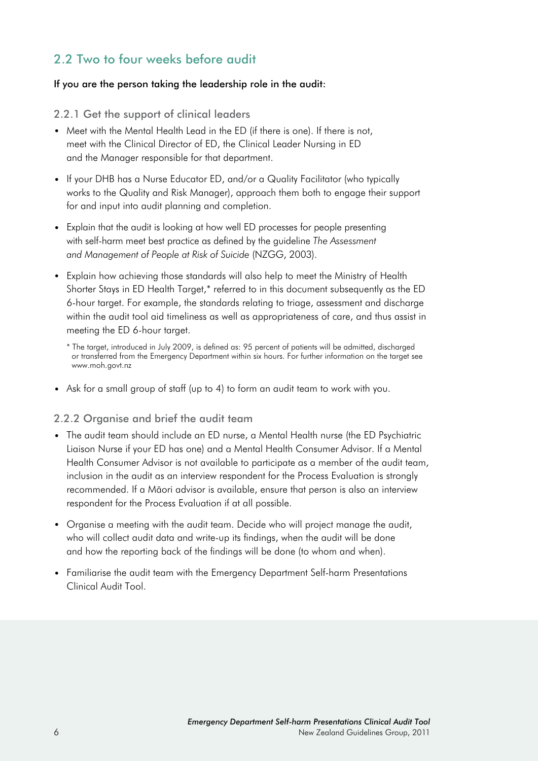## 2.2 Two to four weeks before audit

**If you are the person taking the leadership role in the audit:**

### 2.2.1 Get the support of clinical leaders

- Meet with the Mental Health Lead in the ED (if there is one). If there is not, meet with the Clinical Director of ED, the Clinical Leader Nursing in ED and the Manager responsible for that department.
- If your DHB has a Nurse Educator ED, and/or a Quality Facilitator (who typically works to the Quality and Risk Manager), approach them both to engage their support for and input into audit planning and completion.
- Explain that the audit is looking at how well ED processes for people presenting with self-harm meet best practice as defined by the guideline *The Assessment and Management of People at Risk of Suicide* (NZGG, 2003).
- Explain how achieving those standards will also help to meet the Ministry of Health Shorter Stays in ED Health Target,* referred to in this document subsequently as the ED 6-hour target. For example, the standards relating to triage, assessment and discharge within the audit tool aid timeliness as well as appropriateness of care, and thus assist in meeting the ED 6-hour target.

  \* The target, introduced in July 2009, is defined as: 95 percent of patients will be admitted, discharged or transferred from the Emergency Department within six hours. For further information on the target see www.moh.govt.nz

- Ask for a small group of staff (up to 4) to form an audit team to work with you.

### 2.2.2 Organise and brief the audit team

- The audit team should include an ED nurse, a Mental Health nurse (the ED Psychiatric Liaison Nurse if your ED has one) and a Mental Health Consumer Advisor. If a Mental Health Consumer Advisor is not available to participate as a member of the audit team, inclusion in the audit as an interview respondent for the Process Evaluation is strongly recommended. If a Māori advisor is available, ensure that person is also an interview respondent for the Process Evaluation if at all possible.
- Organise a meeting with the audit team. Decide who will project manage the audit, who will collect audit data and write-up its findings, when the audit will be done and how the reporting back of the findings will be done (to whom and when).
- Familiarise the audit team with the Emergency Department Self-harm Presentations Clinical Audit Tool.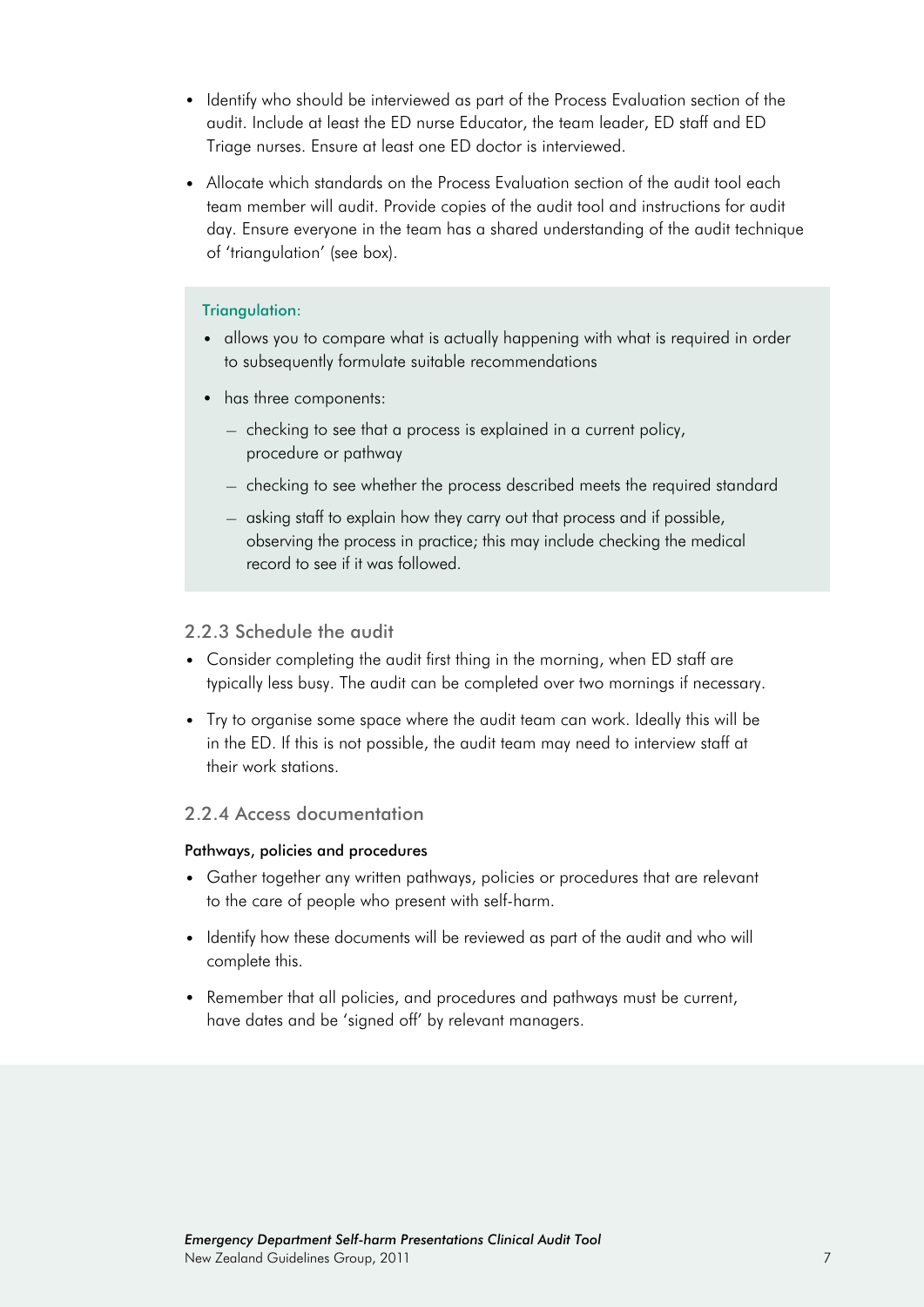- Identify who should be interviewed as part of the Process Evaluation section of the audit. Include at least the ED nurse Educator, the team leader, ED staff and ED Triage nurses. Ensure at least one ED doctor is interviewed.
- Allocate which standards on the Process Evaluation section of the audit tool each team member will audit. Provide copies of the audit tool and instructions for audit day. Ensure everyone in the team has a shared understanding of the audit technique of 'triangulation' (see box).

> **Triangulation:**
>
> - allows you to compare what is actually happening with what is required in order to subsequently formulate suitable recommendations
> - has three components:
>   - checking to see that a process is explained in a current policy, procedure or pathway
>   - checking to see whether the process described meets the required standard
>   - asking staff to explain how they carry out that process and if possible, observing the process in practice; this may include checking the medical record to see if it was followed.

### 2.2.3 Schedule the audit

- Consider completing the audit first thing in the morning, when ED staff are typically less busy. The audit can be completed over two mornings if necessary.
- Try to organise some space where the audit team can work. Ideally this will be in the ED. If this is not possible, the audit team may need to interview staff at their work stations.

### 2.2.4 Access documentation

**Pathways, policies and procedures**

- Gather together any written pathways, policies or procedures that are relevant to the care of people who present with self-harm.
- Identify how these documents will be reviewed as part of the audit and who will complete this.
- Remember that all policies, and procedures and pathways must be current, have dates and be 'signed off' by relevant managers.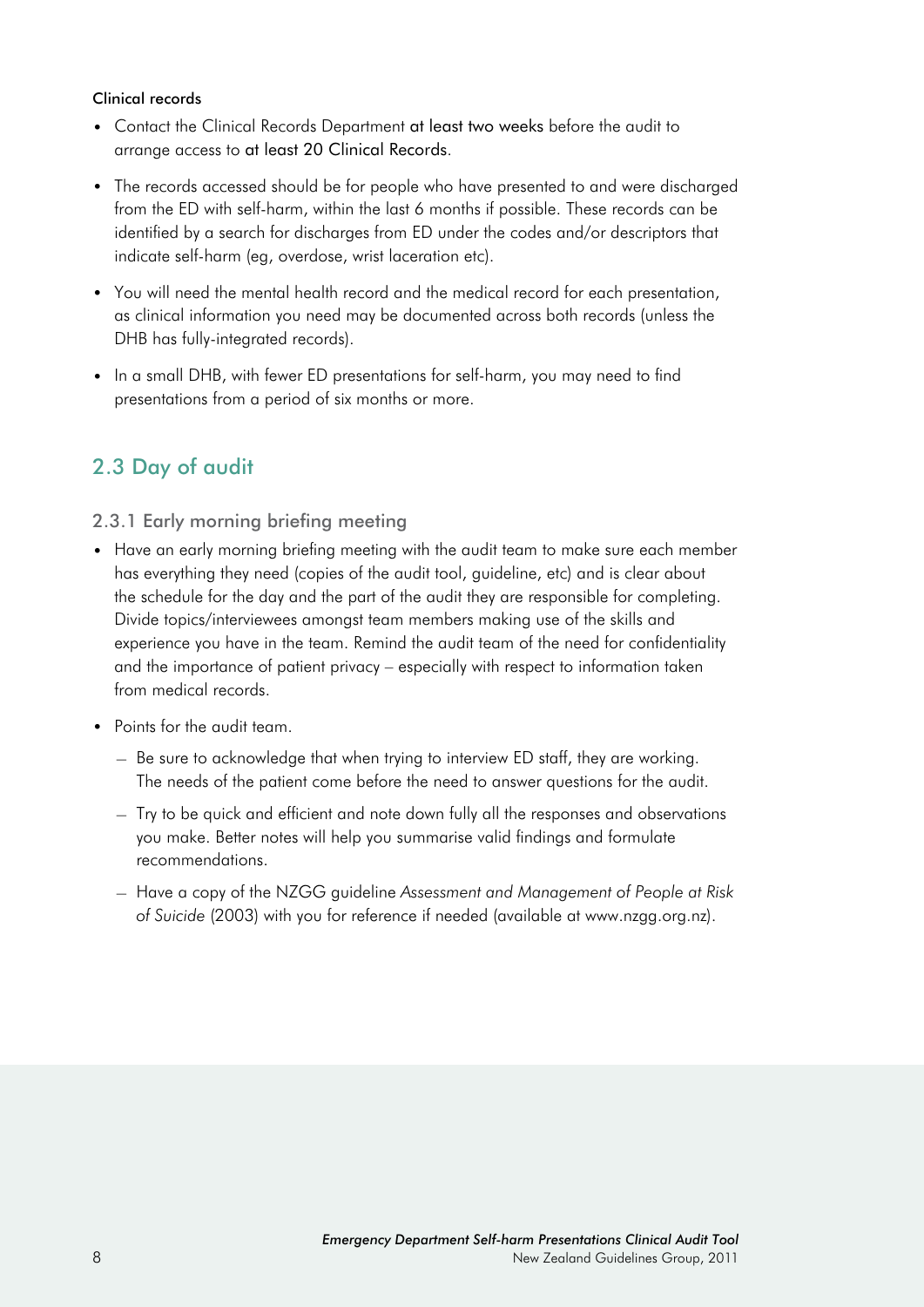#### Clinical records

- Contact the Clinical Records Department at least two weeks before the audit to arrange access to at least 20 Clinical Records.
- The records accessed should be for people who have presented to and were discharged from the ED with self-harm, within the last 6 months if possible. These records can be identified by a search for discharges from ED under the codes and/or descriptors that indicate self-harm (eg, overdose, wrist laceration etc).
- You will need the mental health record and the medical record for each presentation, as clinical information you need may be documented across both records (unless the DHB has fully-integrated records).
- In a small DHB, with fewer ED presentations for self-harm, you may need to find presentations from a period of six months or more.

## 2.3 Day of audit

### 2.3.1 Early morning briefing meeting

- Have an early morning briefing meeting with the audit team to make sure each member has everything they need (copies of the audit tool, guideline, etc) and is clear about the schedule for the day and the part of the audit they are responsible for completing. Divide topics/interviewees amongst team members making use of the skills and experience you have in the team. Remind the audit team of the need for confidentiality and the importance of patient privacy – especially with respect to information taken from medical records.
- Points for the audit team.
  - Be sure to acknowledge that when trying to interview ED staff, they are working. The needs of the patient come before the need to answer questions for the audit.
  - Try to be quick and efficient and note down fully all the responses and observations you make. Better notes will help you summarise valid findings and formulate recommendations.
  - Have a copy of the NZGG guideline *Assessment and Management of People at Risk of Suicide* (2003) with you for reference if needed (available at www.nzgg.org.nz).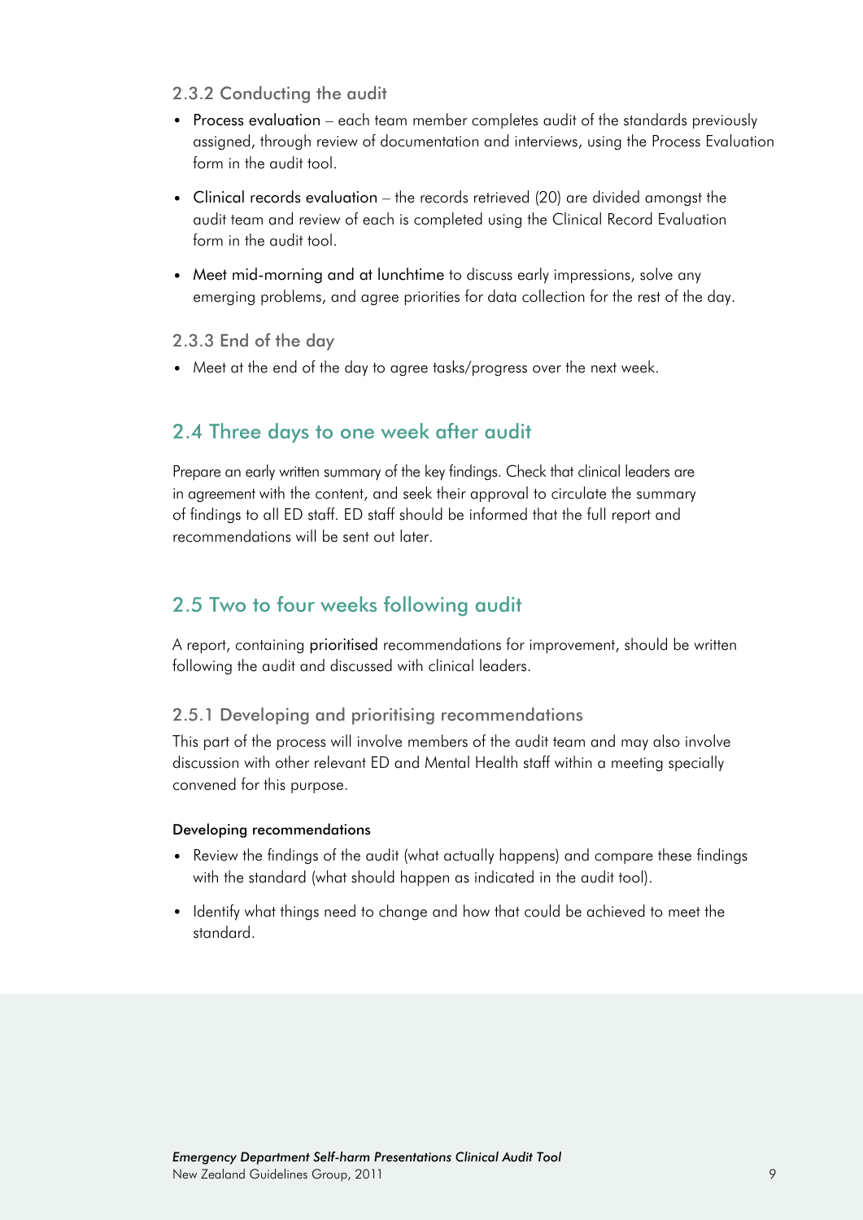#### 2.3.2 Conducting the audit

- Process evaluation – each team member completes audit of the standards previously assigned, through review of documentation and interviews, using the Process Evaluation form in the audit tool.
- Clinical records evaluation – the records retrieved (20) are divided amongst the audit team and review of each is completed using the Clinical Record Evaluation form in the audit tool.
- Meet mid-morning and at lunchtime to discuss early impressions, solve any emerging problems, and agree priorities for data collection for the rest of the day.

#### 2.3.3 End of the day

- Meet at the end of the day to agree tasks/progress over the next week.

## 2.4 Three days to one week after audit

Prepare an early written summary of the key findings. Check that clinical leaders are in agreement with the content, and seek their approval to circulate the summary of findings to all ED staff. ED staff should be informed that the full report and recommendations will be sent out later.

## 2.5 Two to four weeks following audit

A report, containing prioritised recommendations for improvement, should be written following the audit and discussed with clinical leaders.

### 2.5.1 Developing and prioritising recommendations

This part of the process will involve members of the audit team and may also involve discussion with other relevant ED and Mental Health staff within a meeting specially convened for this purpose.

**Developing recommendations**

- Review the findings of the audit (what actually happens) and compare these findings with the standard (what should happen as indicated in the audit tool).
- Identify what things need to change and how that could be achieved to meet the standard.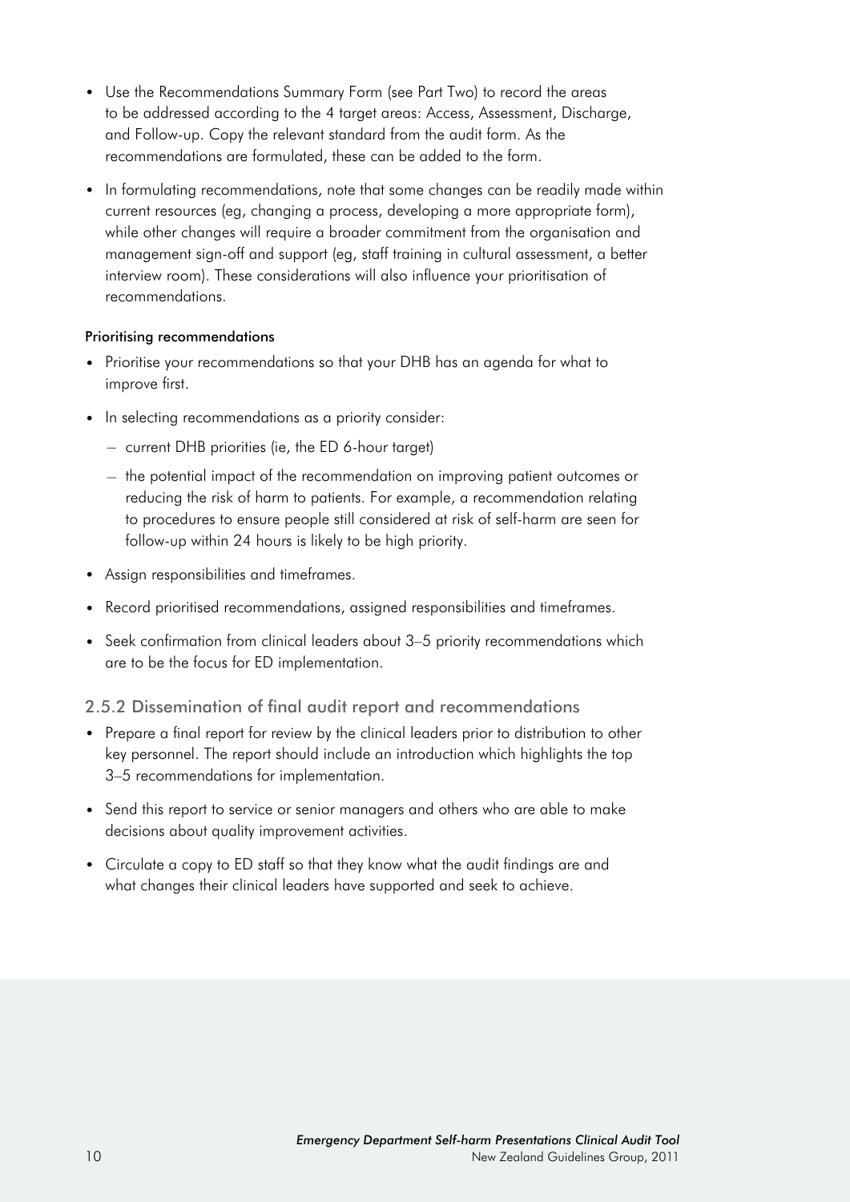- Use the Recommendations Summary Form (see Part Two) to record the areas to be addressed according to the 4 target areas: Access, Assessment, Discharge, and Follow-up. Copy the relevant standard from the audit form. As the recommendations are formulated, these can be added to the form.
- In formulating recommendations, note that some changes can be readily made within current resources (eg, changing a process, developing a more appropriate form), while other changes will require a broader commitment from the organisation and management sign-off and support (eg, staff training in cultural assessment, a better interview room). These considerations will also influence your prioritisation of recommendations.

**Prioritising recommendations**

- Prioritise your recommendations so that your DHB has an agenda for what to improve first.
- In selecting recommendations as a priority consider:
  - current DHB priorities (ie, the ED 6-hour target)
  - the potential impact of the recommendation on improving patient outcomes or reducing the risk of harm to patients. For example, a recommendation relating to procedures to ensure people still considered at risk of self-harm are seen for follow-up within 24 hours is likely to be high priority.
- Assign responsibilities and timeframes.
- Record prioritised recommendations, assigned responsibilities and timeframes.
- Seek confirmation from clinical leaders about 3–5 priority recommendations which are to be the focus for ED implementation.

### 2.5.2 Dissemination of final audit report and recommendations

- Prepare a final report for review by the clinical leaders prior to distribution to other key personnel. The report should include an introduction which highlights the top 3–5 recommendations for implementation.
- Send this report to service or senior managers and others who are able to make decisions about quality improvement activities.
- Circulate a copy to ED staff so that they know what the audit findings are and what changes their clinical leaders have supported and seek to achieve.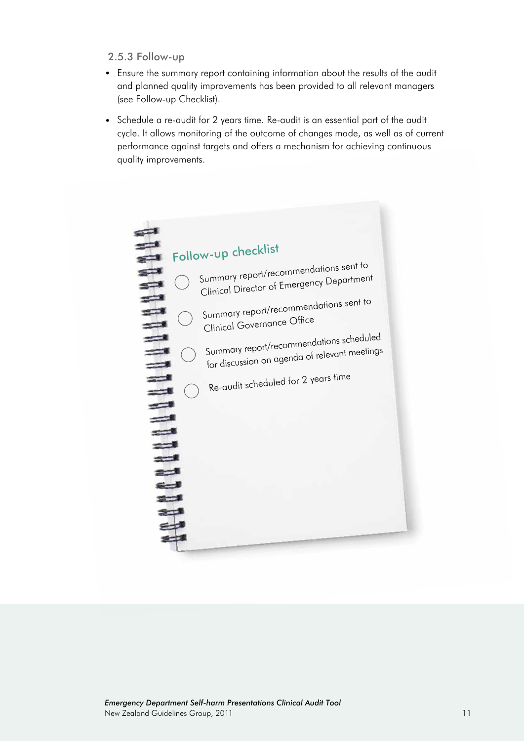### 2.5.3 Follow-up

- Ensure the summary report containing information about the results of the audit and planned quality improvements has been provided to all relevant managers (see Follow-up Checklist).
- Schedule a re-audit for 2 years time. Re-audit is an essential part of the audit cycle. It allows monitoring of the outcome of changes made, as well as of current performance against targets and offers a mechanism for achieving continuous quality improvements.

#### Follow-up checklist

- ◯ Summary report/recommendations sent to Clinical Director of Emergency Department
- ◯ Summary report/recommendations sent to Clinical Governance Office
- ◯ Summary report/recommendations scheduled for discussion on agenda of relevant meetings
- ◯ Re-audit scheduled for 2 years time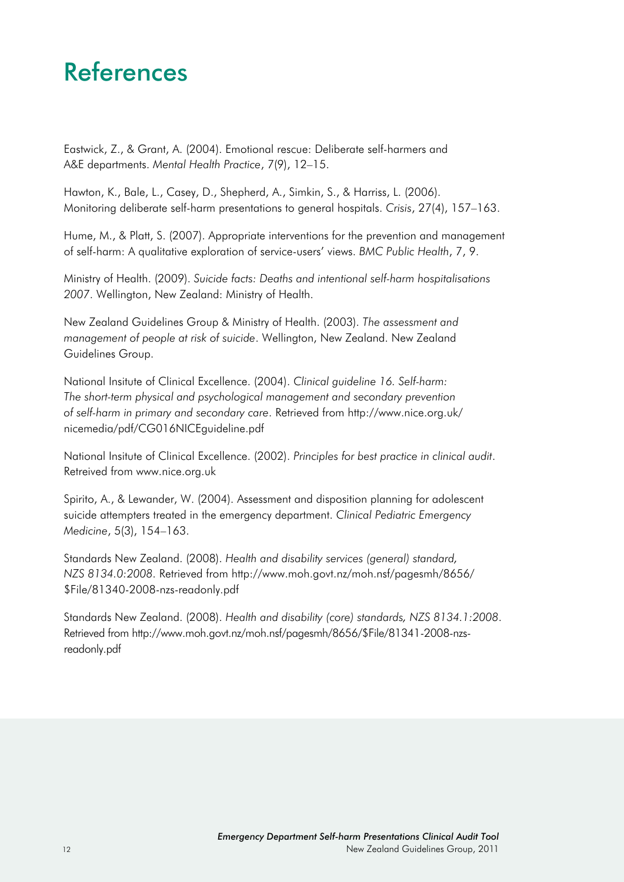# References

Eastwick, Z., & Grant, A. (2004). Emotional rescue: Deliberate self-harmers and A&E departments. *Mental Health Practice*, 7(9), 12–15.

Hawton, K., Bale, L., Casey, D., Shepherd, A., Simkin, S., & Harriss, L. (2006). Monitoring deliberate self-harm presentations to general hospitals. *Crisis*, 27(4), 157–163.

Hume, M., & Platt, S. (2007). Appropriate interventions for the prevention and management of self-harm: A qualitative exploration of service-users' views. *BMC Public Health*, 7, 9.

Ministry of Health. (2009). *Suicide facts: Deaths and intentional self-harm hospitalisations 2007*. Wellington, New Zealand: Ministry of Health.

New Zealand Guidelines Group & Ministry of Health. (2003). *The assessment and management of people at risk of suicide*. Wellington, New Zealand. New Zealand Guidelines Group.

National Insitute of Clinical Excellence. (2004). *Clinical guideline 16. Self-harm: The short-term physical and psychological management and secondary prevention of self-harm in primary and secondary care*. Retrieved from http://www.nice.org.uk/nicemedia/pdf/CG016NICEguideline.pdf

National Insitute of Clinical Excellence. (2002). *Principles for best practice in clinical audit*. Retreived from www.nice.org.uk

Spirito, A., & Lewander, W. (2004). Assessment and disposition planning for adolescent suicide attempters treated in the emergency department. *Clinical Pediatric Emergency Medicine*, 5(3), 154–163.

Standards New Zealand. (2008). *Health and disability services (general) standard, NZS 8134.0:2008.* Retrieved from http://www.moh.govt.nz/moh.nsf/pagesmh/8656/$File/81340-2008-nzs-readonly.pdf

Standards New Zealand. (2008). *Health and disability (core) standards, NZS 8134.1:2008*. Retrieved from http://www.moh.govt.nz/moh.nsf/pagesmh/8656/$File/81341-2008-nzs-readonly.pdf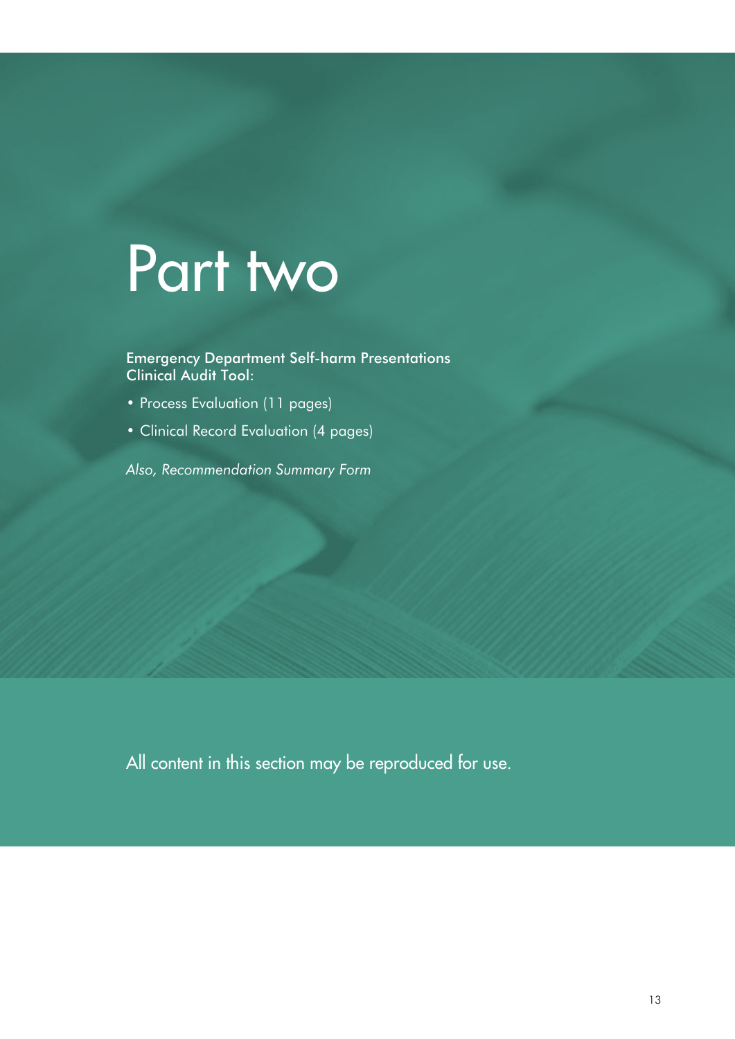# Part two

Emergency Department Self-harm Presentations Clinical Audit Tool:

- Process Evaluation (11 pages)
- Clinical Record Evaluation (4 pages)

*Also, Recommendation Summary Form*

All content in this section may be reproduced for use.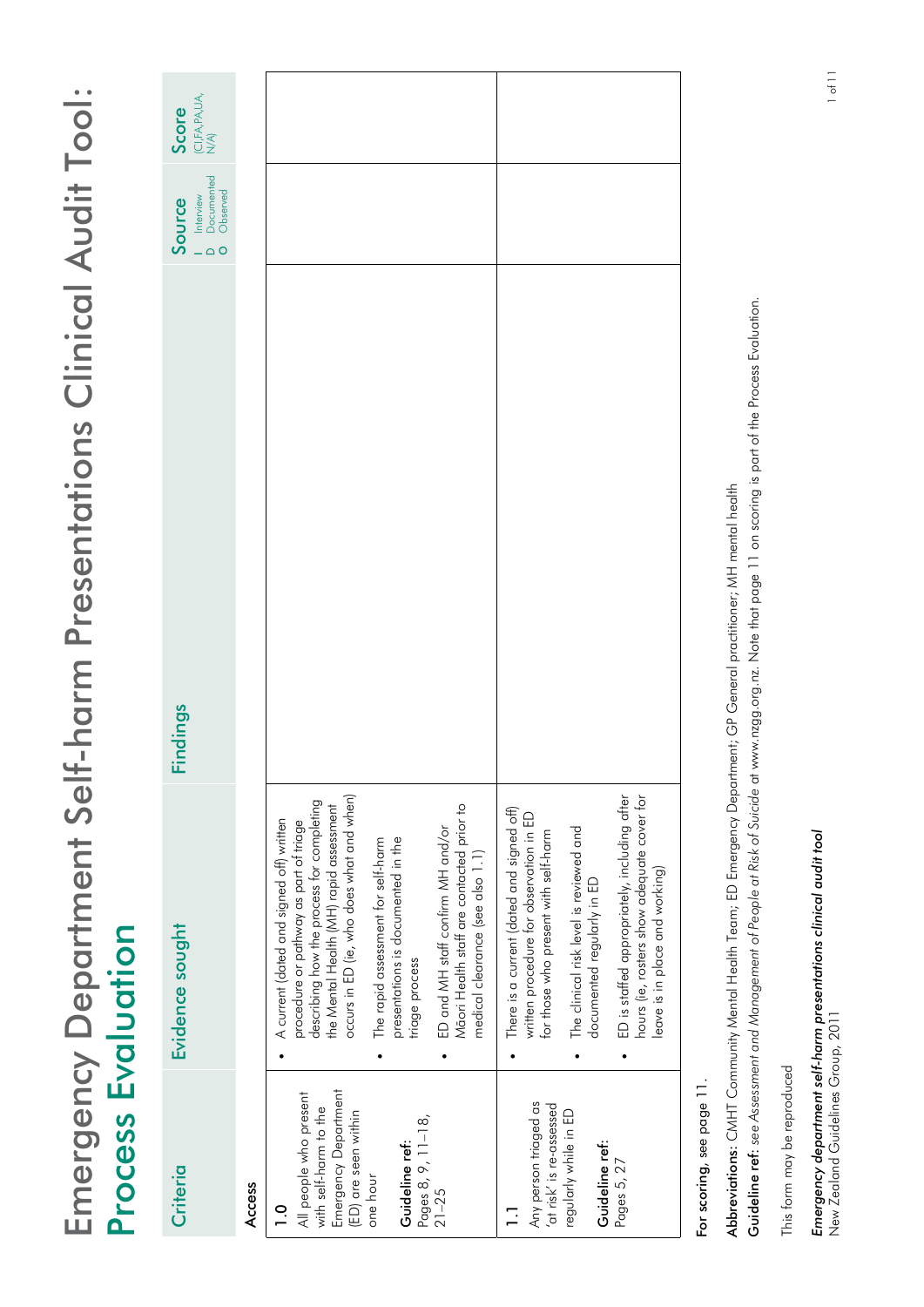# Emergency Department Self-harm Presentations Clinical Audit Tool: Process Evaluation

| Criteria | Evidence sought | Findings | Source<br>I Interview<br>D Documented<br>O Observed | Score<br>(CI,FA,PA,UA, N/A) |
|---|---|---|---|---|
| **Access** | | | | |
| **1.0**<br>All people who present with self-harm to the Emergency Department (ED) are seen within one hour<br><br>**Guideline ref:**<br>Pages 8, 9, 11–18, 21–25 | • A current (dated and signed off) written procedure or pathway as part of triage describing how the process for completing the Mental Health (MH) rapid assessment occurs in ED (ie, who does what and when)<br>• The rapid assessment for self-harm presentations is documented in the triage process<br>• ED and MH staff confirm MH and/or Māori Health staff are contacted prior to medical clearance (see also 1.1) | | | |
| **1.1**<br>Any person triaged as 'at risk' is re-assessed regularly while in ED<br><br>**Guideline ref:**<br>Pages 5, 27 | • There is a current (dated and signed off) written procedure for observation in ED for those who present with self-harm<br>• The clinical risk level is reviewed and documented regularly in ED<br>• ED is staffed appropriately, including after hours (ie, rosters show adequate cover for leave is in place and working) | | | |

**For scoring**, see page 11.

**Abbreviations:** CMHT Community Mental Health Team; ED Emergency Department; GP General practitioner; MH mental health

**Guideline ref:** see *Assessment and Management of People at Risk of Suicide* at www.nzgg.org.nz. Note that page 11 on scoring is part of the Process Evaluation.

This form may be reproduced

*Emergency department self-harm presentations clinical audit tool*
New Zealand Guidelines Group, 2011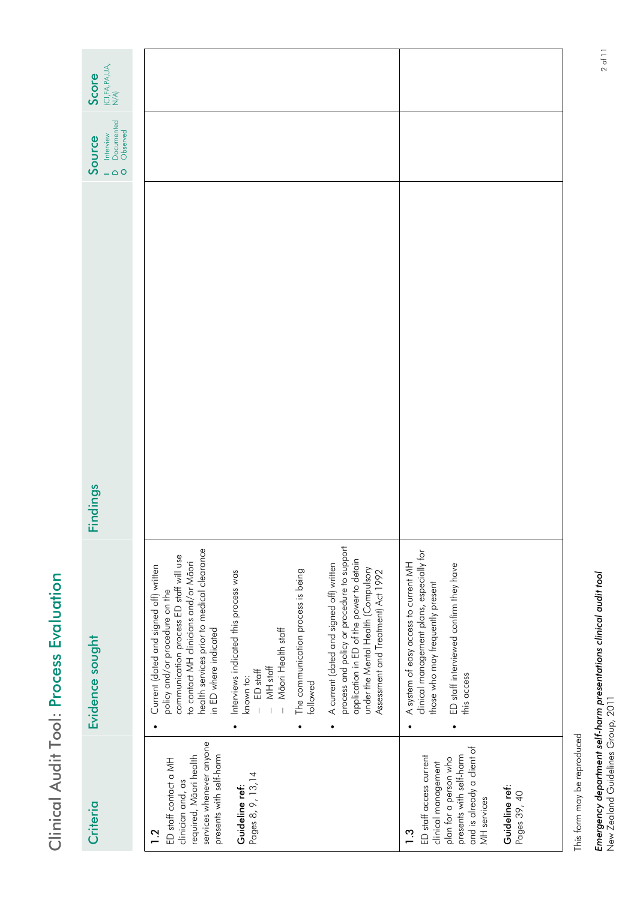# Clinical Audit Tool: Process Evaluation

| Criteria | Evidence sought | Findings | Source (I Interview, D Documented, O Observed) | Score (CI,FA,PA,UA, N/A) |
|---|---|---|---|---|
| **1.2** ED staff contact a MH clinician and, as required, Māori health services whenever anyone presents with self-harm<br><br>**Guideline ref:** Pages 8, 9, 13, 14 | • Current (dated and signed off) written policy and/or procedure on the communication process ED staff will use to contact MH clinicians and/or Māori health services prior to medical clearance in ED where indicated<br>• Interviews indicated this process was known to:<br>– ED staff<br>– MH staff<br>– Māori Health staff<br>• The communication process is being followed<br>• A current (dated and signed off) written process and policy or procedure to support application in ED of the power to detain under the Mental Health (Compulsory Assessment and Treatment) Act 1992 | | | |
| **1.3** ED staff access current clinical management plan for a person who presents with self-harm and is already a client of MH services<br><br>**Guideline ref:** Pages 39, 40 | • A system of easy access to current MH clinical management plans, especially for those who may frequently present<br>• ED staff interviewed confirm they have this access | | | |

This form may be reproduced

***Emergency department self-harm presentations clinical audit tool***
New Zealand Guidelines Group, 2011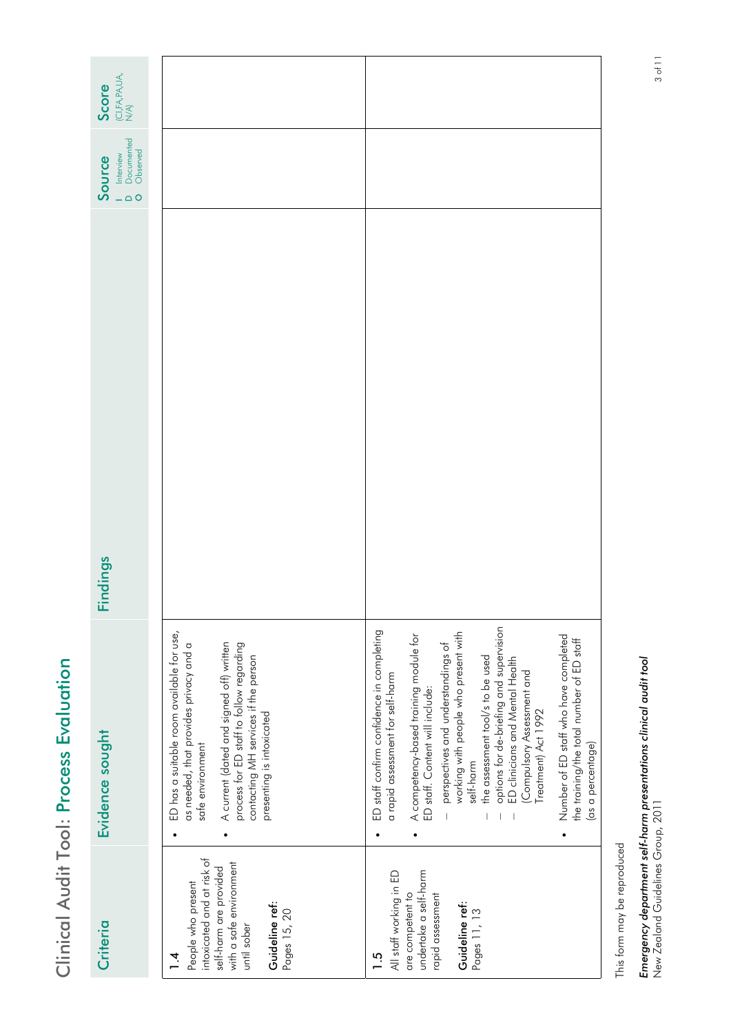# Clinical Audit Tool: Process Evaluation

| Criteria | Evidence sought | Findings | Source<br>I Interview<br>D Documented<br>O Observed | Score<br>(CI,FA,PA,UA, N/A) |
|---|---|---|---|---|
| **1.4**<br>People who present intoxicated and at risk of self-harm are provided with a safe environment until sober<br><br>**Guideline ref:**<br>Pages 15, 20 | • ED has a suitable room available for use, as needed, that provides privacy and a safe environment<br>• A current (dated and signed off) written process for ED staff to follow regarding contacting MH services if the person presenting is intoxicated | | | |
| **1.5**<br>All staff working in ED are competent to undertake a self-harm rapid assessment<br><br>**Guideline ref:**<br>Pages 11, 13 | • ED staff confirm confidence in completing a rapid assessment for self-harm<br>• A competency-based training module for ED staff. Content will include:<br>– perspectives and understandings of working with people who present with self-harm<br>– the assessment tool/s to be used<br>– options for de-briefing and supervision<br>– ED clinicians and Mental Health (Compulsory Assessment and Treatment) Act 1992<br>• Number of ED staff who have completed the training/the total number of ED staff (as a percentage) | | | |

This form may be reproduced

*Emergency department self-harm presentations clinical audit tool*
New Zealand Guidelines Group, 2011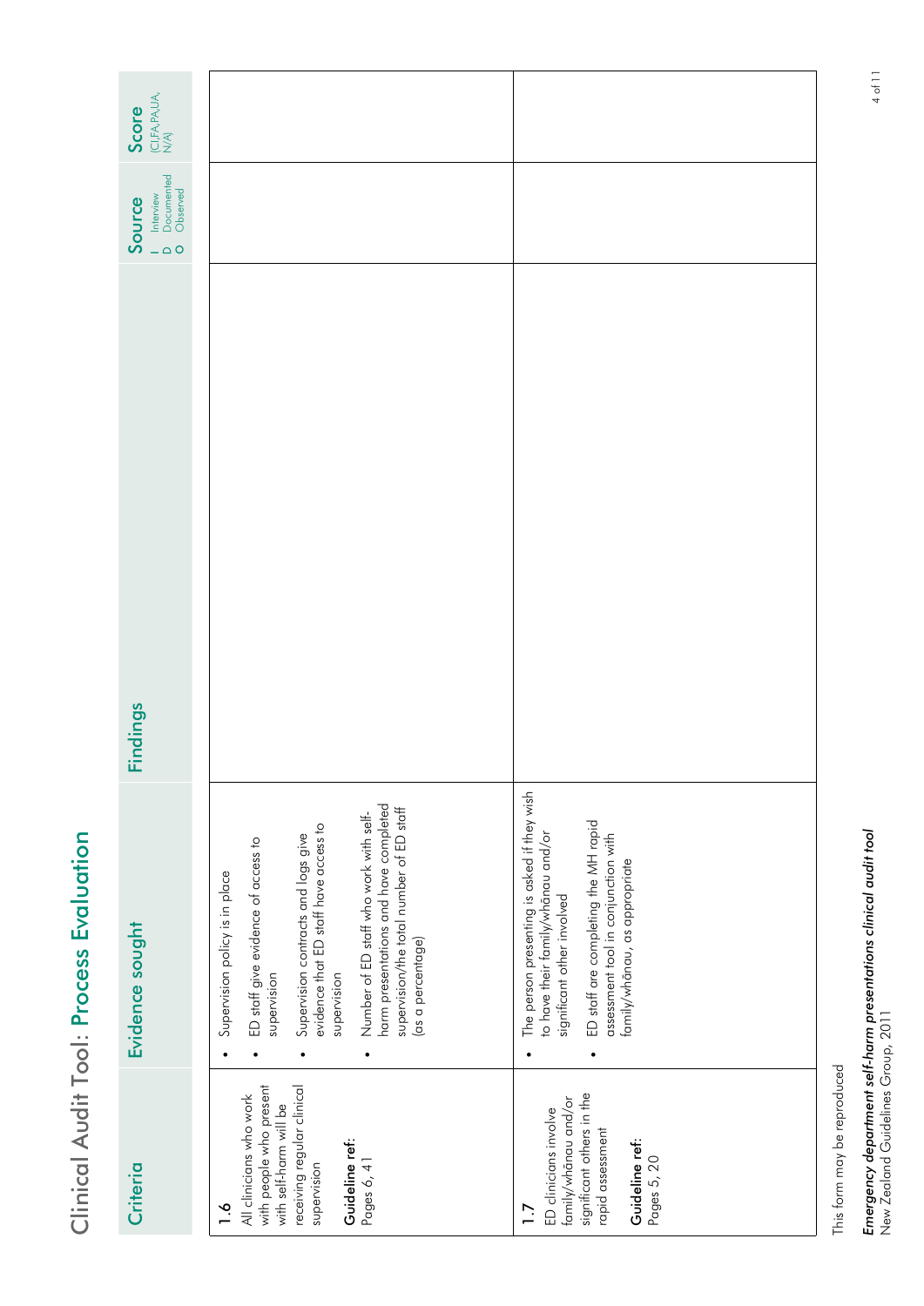# Clinical Audit Tool: Process Evaluation

| Criteria | Evidence sought | Findings | Source<br>I Interview<br>D Documented<br>O Observed | Score<br>(CI,FA,PA,UA, N/A) |
|---|---|---|---|---|
| **1.6**<br>All clinicians who work with people who present with self-harm will be receiving regular clinical supervision<br><br>**Guideline ref:**<br>Pages 6, 41 | • Supervision policy is in place<br>• ED staff give evidence of access to supervision<br>• Supervision contracts and logs give evidence that ED staff have access to supervision<br>• Number of ED staff who work with self-harm presentations and have completed supervision/the total number of ED staff (as a percentage) | | | |
| **1.7**<br>ED clinicians involve family/whānau and/or significant others in the rapid assessment<br><br>**Guideline ref:**<br>Pages 5, 20 | • The person presenting is asked if they wish to have their family/whānau and/or significant other involved<br>• ED staff are completing the MH rapid assessment tool in conjunction with family/whānau, as appropriate | | | |

This form may be reproduced

***Emergency department self-harm presentations clinical audit tool***
New Zealand Guidelines Group, 2011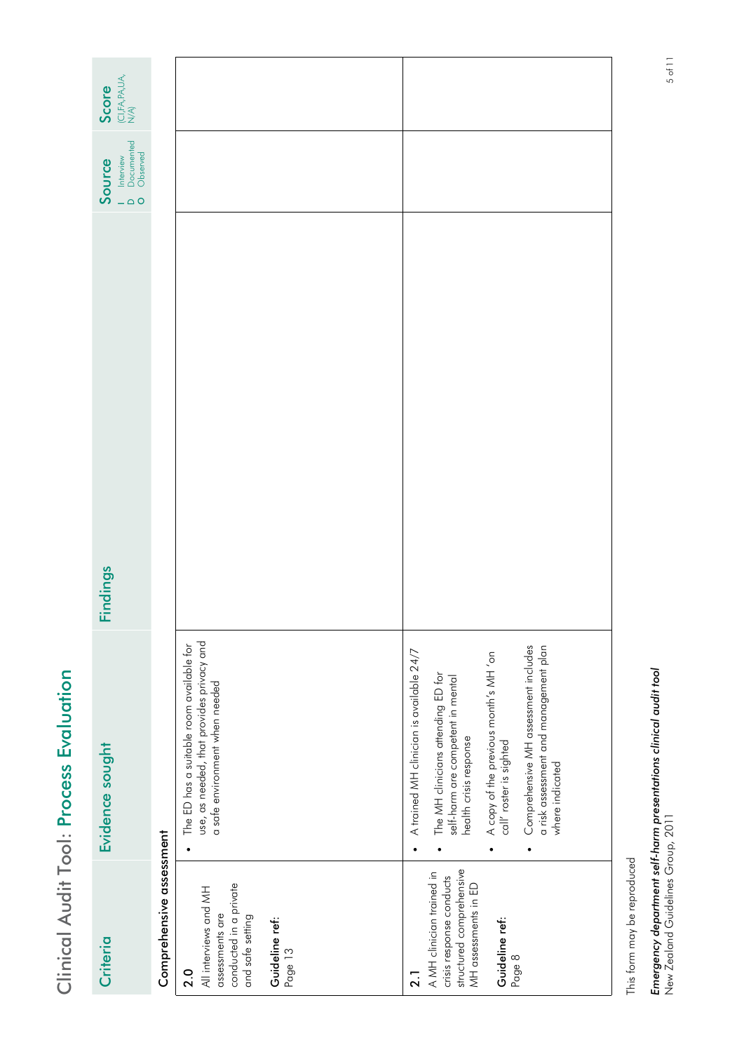# Clinical Audit Tool: Process Evaluation

| Criteria | Evidence sought | Findings | Source<br>I Interview<br>D Documented<br>O Observed | Score<br>(CI,FA,PA,UA, N/A) |
|---|---|---|---|---|
| **Comprehensive assessment** | | | | |
| **2.0**<br>All interviews and MH assessments are conducted in a private and safe setting<br><br>**Guideline ref:**<br>Page 13 | • The ED has a suitable room available for use, as needed, that provides privacy and a safe environment when needed | | | |
| **2.1**<br>A MH clinician trained in crisis response conducts structured comprehensive MH assessments in ED<br><br>**Guideline ref:**<br>Page 8 | • A trained MH clinician is available 24/7<br>• The MH clinicians attending ED for self-harm are competent in mental health crisis response<br>• A copy of the previous month's MH 'on call' roster is sighted<br>• Comprehensive MH assessment includes a risk assessment and management plan where indicated | | | |

This form may be reproduced

*Emergency department self-harm presentations clinical audit tool*
New Zealand Guidelines Group, 2011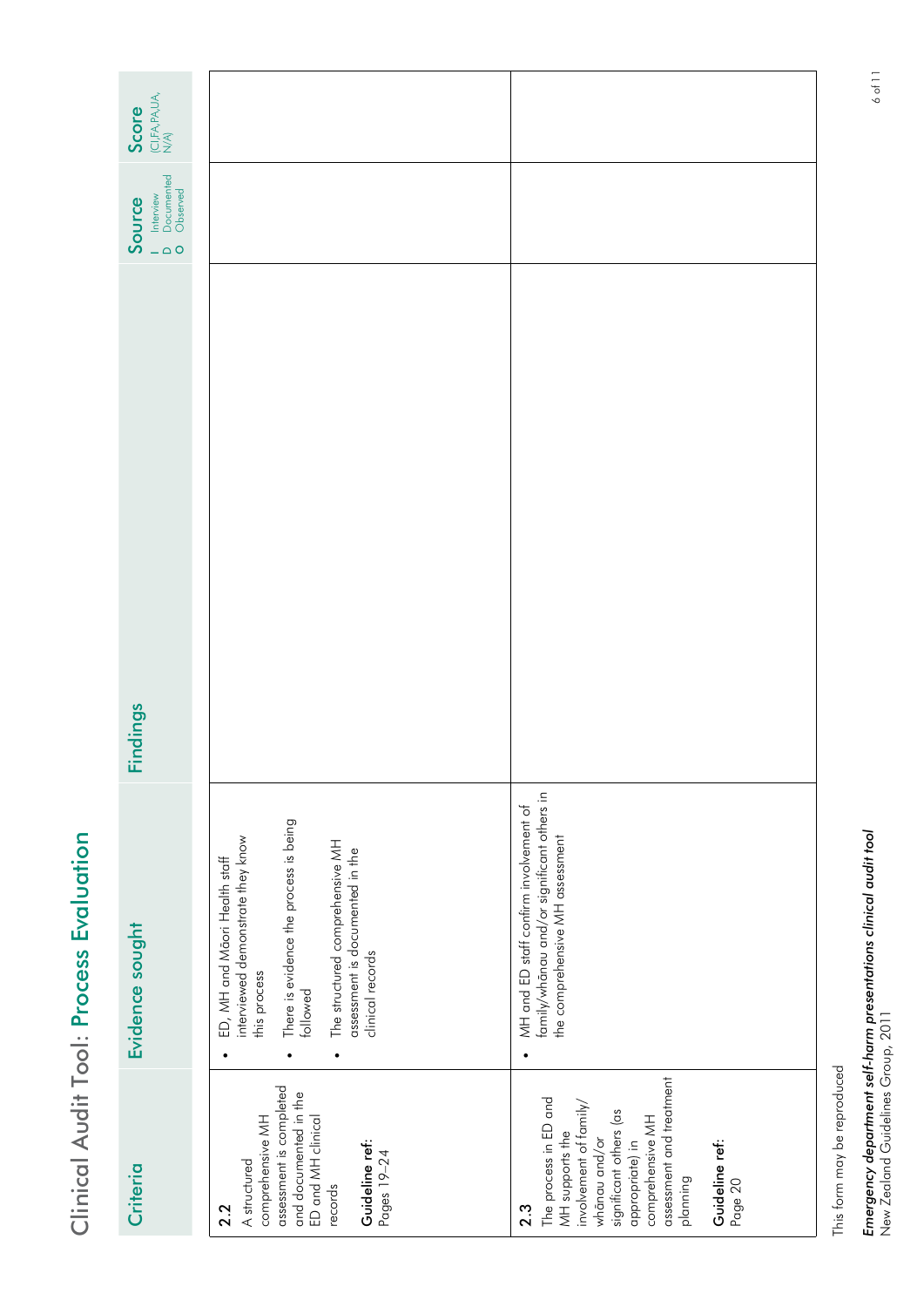# Clinical Audit Tool: Process Evaluation

| Criteria | Evidence sought | Findings | Source<br>I Interview<br>D Documented<br>O Observed | Score<br>(CI,FA,PA,UA, N/A) |
|---|---|---|---|---|
| **2.2**<br>A structured comprehensive MH assessment is completed and documented in the ED and MH clinical records<br><br>**Guideline ref:**<br>Pages 19–24 | • ED, MH and Māori Health staff interviewed demonstrate they know this process<br>• There is evidence the process is being followed<br>• The structured comprehensive MH assessment is documented in the clinical records | | | |
| **2.3**<br>The process in ED and MH supports the involvement of family/whānau and/or significant others (as appropriate) in comprehensive MH assessment and treatment planning<br><br>**Guideline ref:**<br>Page 20 | • MH and ED staff confirm involvement of family/whānau and/or significant others in the comprehensive MH assessment | | | |

This form may be reproduced

***Emergency department self-harm presentations clinical audit tool***
New Zealand Guidelines Group, 2011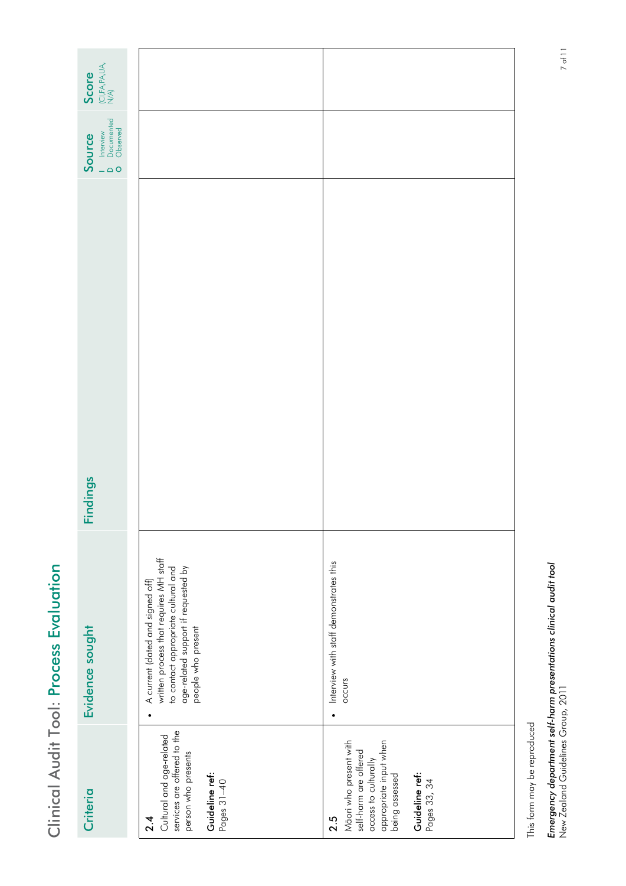# Clinical Audit Tool: Process Evaluation

| Criteria | Evidence sought | Findings | Source<br>I Interview<br>D Documented<br>O Observed | Score<br>(CI,FA,PA,UA, N/A) |
|---|---|---|---|---|
| **2.4**<br>Cultural and age-related services are offered to the person who presents<br><br>**Guideline ref:**<br>Pages 31–40 | • A current (dated and signed off) written process that requires MH staff to contact appropriate cultural and age-related support if requested by people who present | | | |
| **2.5**<br>Māori who present with self-harm are offered access to culturally appropriate input when being assessed<br><br>**Guideline ref:**<br>Pages 33, 34 | • Interview with staff demonstrates this occurs | | | |

This form may be reproduced

*Emergency department self-harm presentations clinical audit tool*
New Zealand Guidelines Group, 2011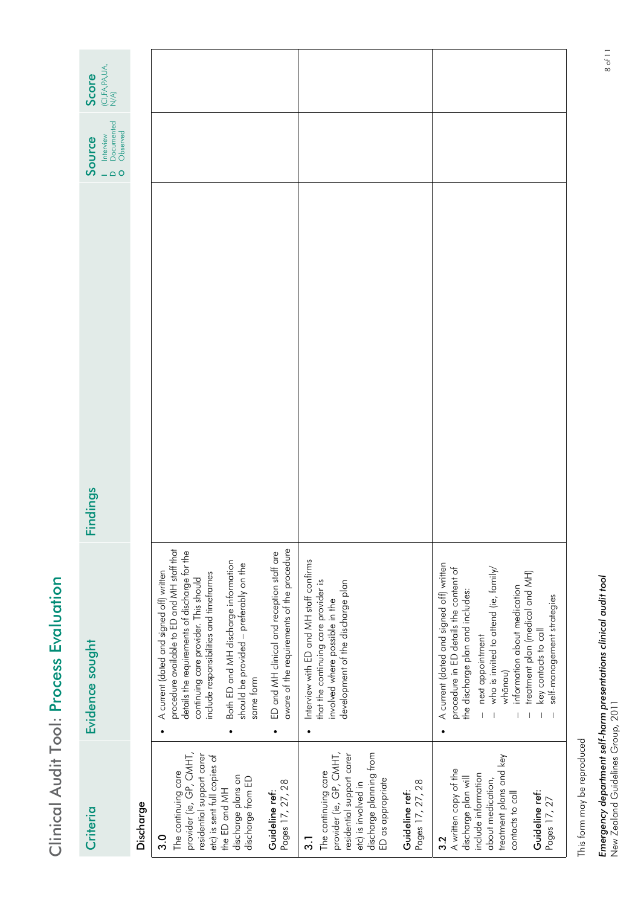# Clinical Audit Tool: Process Evaluation

| Criteria | Evidence sought | Findings | Source<br>I Interview<br>D Documented<br>O Observed | Score<br>(CI,FA,PA,UA, N/A) |
|---|---|---|---|---|
| **Discharge** | | | | |
| **3.0**<br>The continuing care provider (ie, GP, CMHT, residential support carer etc) is sent full copies of the ED and MH discharge plans on discharge from ED<br><br>**Guideline ref:**<br>Pages 17, 27, 28 | • A current (dated and signed off) written procedure available to ED and MH staff that details the requirements of discharge for the continuing care provider. This should include responsibilities and timeframes<br>• Both ED and MH discharge information should be provided – preferably on the same form<br>• ED and MH clinical and reception staff are aware of the requirements of the procedure | | | |
| **3.1**<br>The continuing care provider (ie, GP, CMHT, residential support carer etc) is involved in discharge planning from ED as appropriate<br><br>**Guideline ref:**<br>Pages 17, 27, 28 | • Interview with ED and MH staff confirms that the continuing care provider is involved where possible in the development of the discharge plan | | | |
| **3.2**<br>A written copy of the discharge plan will include information about medication, treatment plans and key contacts to call<br><br>**Guideline ref:**<br>Pages 17, 27 | • A current (dated and signed off) written procedure in ED details the content of the discharge plan and includes:<br>– next appointment<br>– who is invited to attend (ie, family/whānau)<br>– information about medication<br>– treatment plan (medical and MH)<br>– key contacts to call<br>– self-management strategies | | | |

This form may be reproduced

***Emergency department self-harm presentations clinical audit tool***
New Zealand Guidelines Group, 2011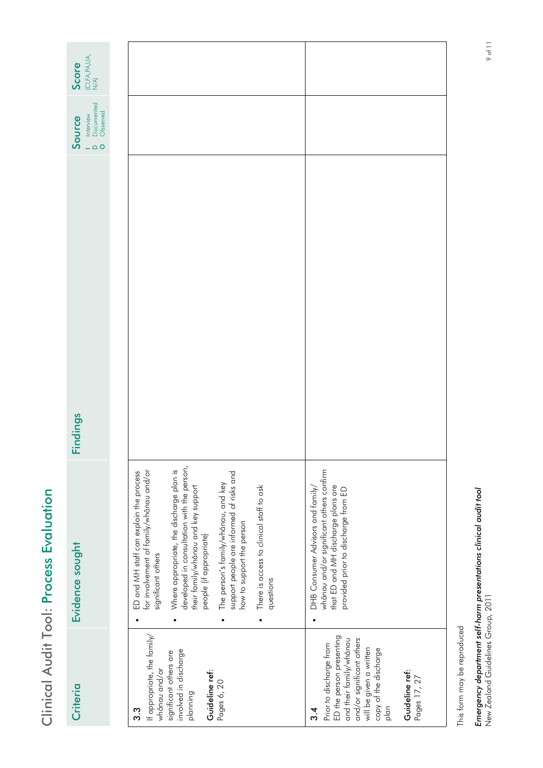# Clinical Audit Tool: Process Evaluation

| Criteria | Evidence sought | Findings | Source<br>I Interview<br>D Documented<br>O Observed | Score<br>(CI,FA,PA,UA, N/A) |
|---|---|---|---|---|
| **3.3**<br>If appropriate, the family/whānau and/or significant others are involved in discharge planning<br><br>**Guideline ref:**<br>Pages 6, 20 | • ED and MH staff can explain the process for involvement of family/whānau and/or significant others<br>• Where appropriate, the discharge plan is developed in consultation with the person, their family/whānau and key support people (if appropriate)<br>• The person's family/whānau, and key support people are informed of risks and how to support the person<br>• There is access to clinical staff to ask questions | | | |
| **3.4**<br>Prior to discharge from ED the person presenting and their family/whānau and/or significant others will be given a written copy of the discharge plan<br><br>**Guideline ref:**<br>Pages 17, 27 | • DHB Consumer Advisors and family/whānau and/or significant others confirm that ED and MH discharge plans are provided prior to discharge from ED | | | |

This form may be reproduced

*Emergency department self-harm presentations clinical audit tool*
New Zealand Guidelines Group, 2011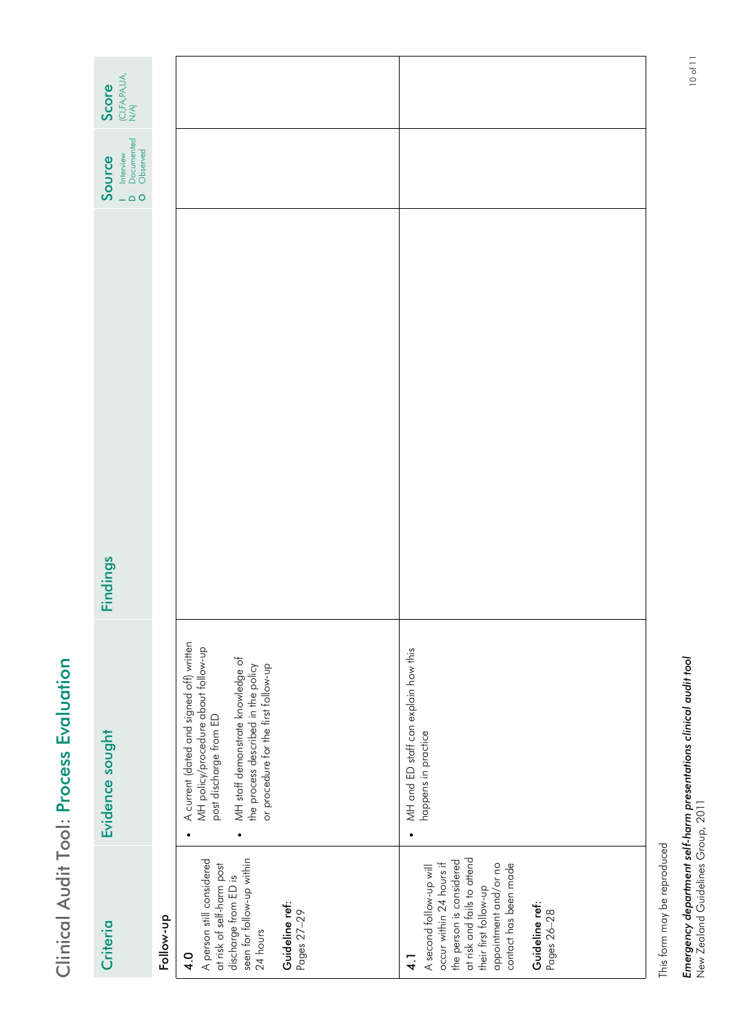# Clinical Audit Tool: Process Evaluation

| Criteria | Evidence sought | Findings | Source<br>I Interview<br>D Documented<br>O Observed | Score<br>(CI,FA,PA,UA, N/A) |
|---|---|---|---|---|
| **Follow-up** | | | | |
| **4.0**<br>A person still considered at risk of self-harm post discharge from ED is seen for follow-up within 24 hours<br><br>**Guideline ref:**<br>Pages 27–29 | • A current (dated and signed off) written MH policy/procedure about follow-up post discharge from ED<br>• MH staff demonstrate knowledge of the process described in the policy or procedure for the first follow-up | | | |
| **4.1**<br>A second follow-up will occur within 24 hours if the person is considered at risk and fails to attend their first follow-up appointment and/or no contact has been made<br><br>**Guideline ref:**<br>Pages 26–28 | • MH and ED staff can explain how this happens in practice | | | |

This form may be reproduced

***Emergency department self-harm presentations clinical audit tool***
New Zealand Guidelines Group, 2011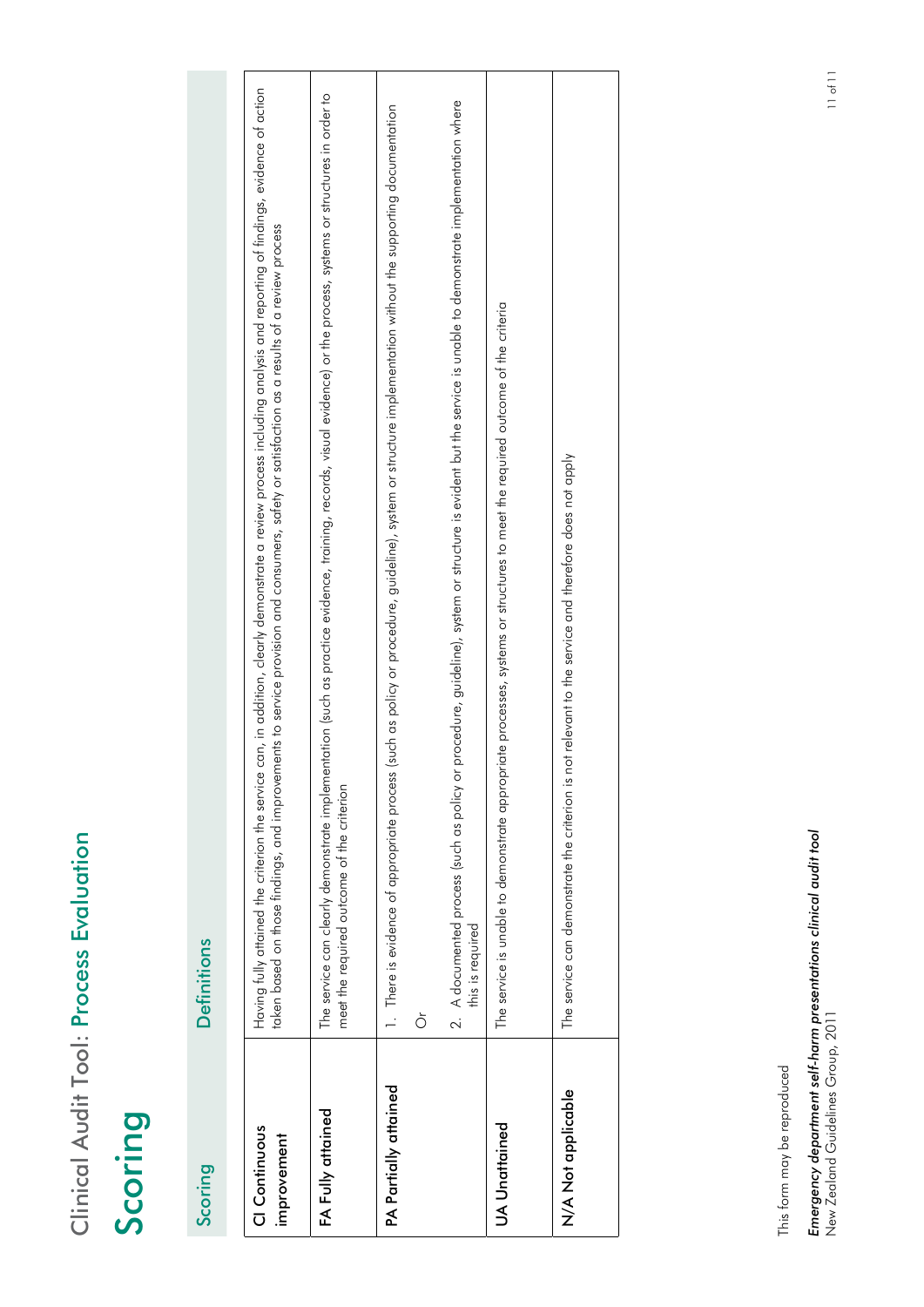Clinical Audit Tool: Process Evaluation

# Scoring

| Scoring | Definitions |
|---|---|
| **CI Continuous improvement** | Having fully attained the criterion the service can, in addition, clearly demonstrate a review process including analysis and reporting of findings, evidence of action taken based on those findings, and improvements to service provision and consumers, safety or satisfaction as a results of a review process |
| **FA Fully attained** | The service can clearly demonstrate implementation (such as practice evidence, training, records, visual evidence) or the process, systems or structures in order to meet the required outcome of the criterion |
| **PA Partially attained** | 1. There is evidence of appropriate process (such as policy or procedure, guideline), system or structure implementation without the supporting documentation<br>Or<br>2. A documented process (such as policy or procedure, guideline), system or structure is evident but the service is unable to demonstrate implementation where this is required |
| **UA Unattained** | The service is unable to demonstrate appropriate processes, systems or structures to meet the required outcome of the criteria |
| **N/A Not applicable** | The service can demonstrate the criterion is not relevant to the service and therefore does not apply |

This form may be reproduced

*Emergency department self-harm presentations clinical audit tool*
New Zealand Guidelines Group, 2011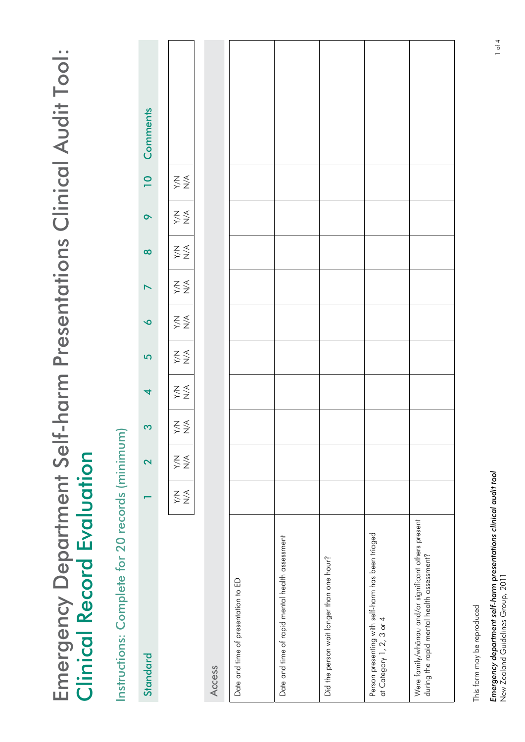# Emergency Department Self-harm Presentations Clinical Audit Tool: Clinical Record Evaluation

Instructions: Complete for 20 records (minimum)

| Standard | 1 | 2 | 3 | 4 | 5 | 6 | 7 | 8 | 9 | 10 | Comments |
|---|---|---|---|---|---|---|---|---|---|---|---|
| | Y/N N/A | Y/N N/A | Y/N N/A | Y/N N/A | Y/N N/A | Y/N N/A | Y/N N/A | Y/N N/A | Y/N N/A | Y/N N/A | |
| **Access** | | | | | | | | | | | |
| Date and time of presentation to ED | | | | | | | | | | | |
| Date and time of rapid mental health assessment | | | | | | | | | | | |
| Did the person wait longer than one hour? | | | | | | | | | | | |
| Person presenting with self-harm has been triaged at Category 1, 2, 3 or 4 | | | | | | | | | | | |
| Were family/whānau and/or significant others present during the rapid mental health assessment? | | | | | | | | | | | |

This form may be reproduced

*Emergency department self-harm presentations clinical audit tool*
New Zealand Guidelines Group, 2011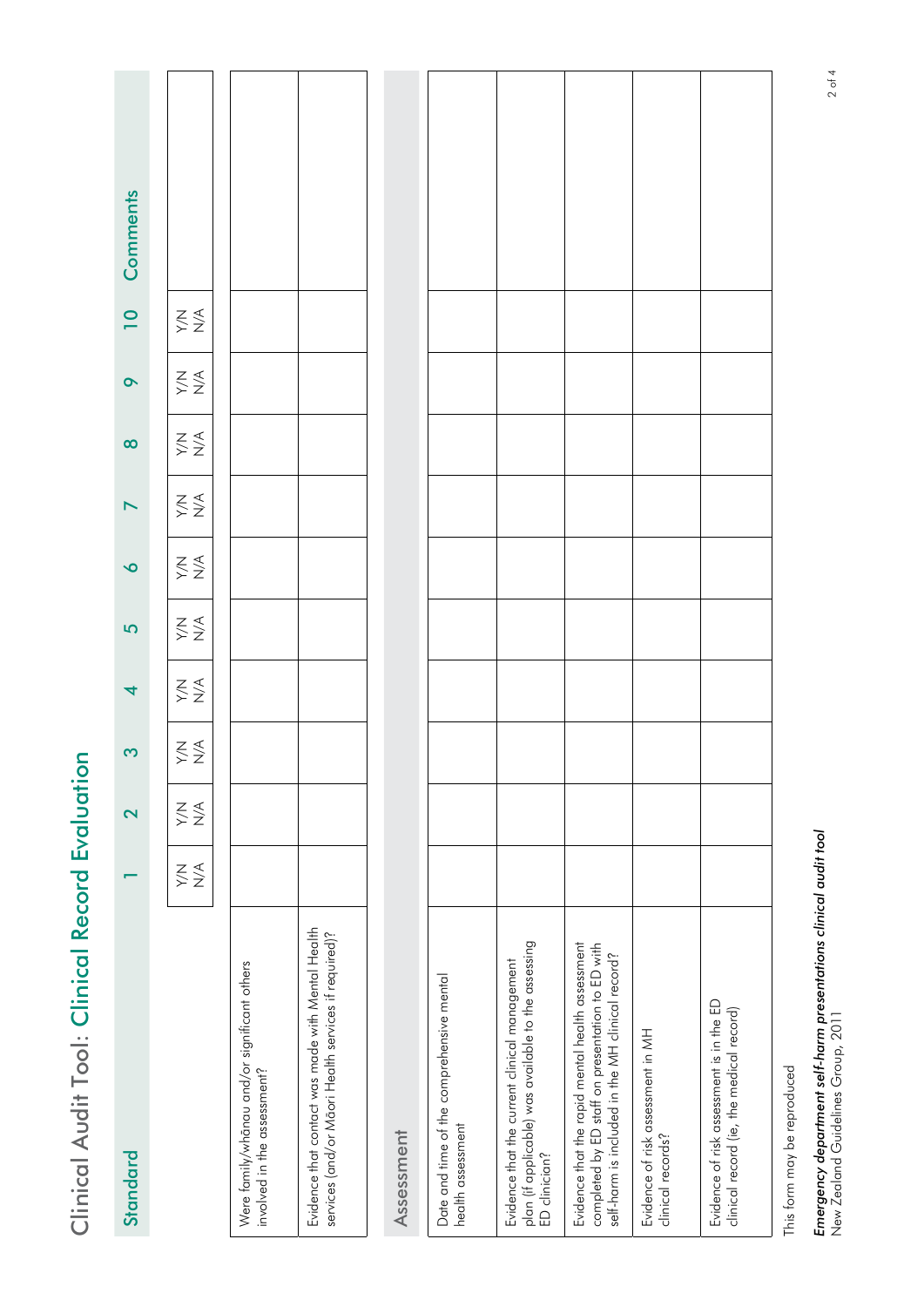# Clinical Audit Tool: Clinical Record Evaluation

| Standard | 1 | 2 | 3 | 4 | 5 | 6 | 7 | 8 | 9 | 10 | Comments |
|---|---|---|---|---|---|---|---|---|---|---|---|
| | Y/N N/A | Y/N N/A | Y/N N/A | Y/N N/A | Y/N N/A | Y/N N/A | Y/N N/A | Y/N N/A | Y/N N/A | Y/N N/A | |
| Were family/whānau and/or significant others involved in the assessment? | | | | | | | | | | | |
| Evidence that contact was made with Mental Health services (and/or Māori Health services if required)? | | | | | | | | | | | |
| **Assessment** | | | | | | | | | | | |
| Date and time of the comprehensive mental health assessment | | | | | | | | | | | |
| Evidence that the current clinical management plan (if applicable) was available to the assessing ED clinician? | | | | | | | | | | | |
| Evidence that the rapid mental health assessment completed by ED staff on presentation to ED with self-harm is included in the MH clinical record? | | | | | | | | | | | |
| Evidence of risk assessment in MH clinical records? | | | | | | | | | | | |
| Evidence of risk assessment is in the ED clinical record (ie, the medical record) | | | | | | | | | | | |

This form may be reproduced

***Emergency department self-harm presentations clinical audit tool***
New Zealand Guidelines Group, 2011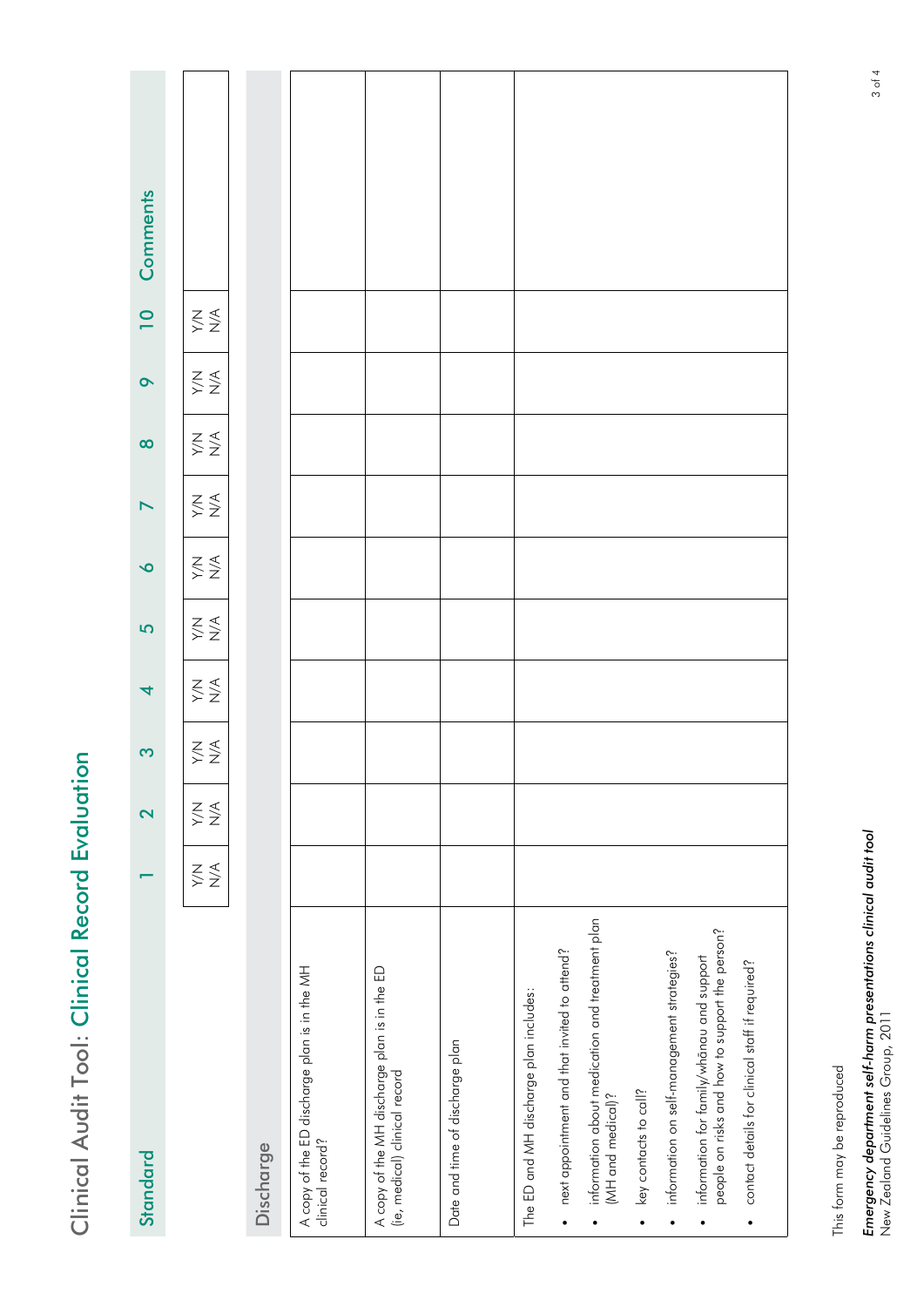# Clinical Audit Tool: Clinical Record Evaluation

| Standard | 1 | 2 | 3 | 4 | 5 | 6 | 7 | 8 | 9 | 10 | Comments |
|---|---|---|---|---|---|---|---|---|---|---|---|
| | Y/N N/A | Y/N N/A | Y/N N/A | Y/N N/A | Y/N N/A | Y/N N/A | Y/N N/A | Y/N N/A | Y/N N/A | Y/N N/A | |
| **Discharge** | | | | | | | | | | | |
| A copy of the ED discharge plan is in the MH clinical record? | | | | | | | | | | | |
| A copy of the MH discharge plan is in the ED (ie, medical) clinical record | | | | | | | | | | | |
| Date and time of discharge plan | | | | | | | | | | | |
| The ED and MH discharge plan includes:<br>• next appointment and that invited to attend?<br>• information about medication and treatment plan (MH and medical)?<br>• key contacts to call?<br>• information on self-management strategies?<br>• information for family/whānau and support people on risks and how to support the person?<br>• contact details for clinical staff if required? | | | | | | | | | | | |

This form may be reproduced

***Emergency department self-harm presentations clinical audit tool***
New Zealand Guidelines Group, 2011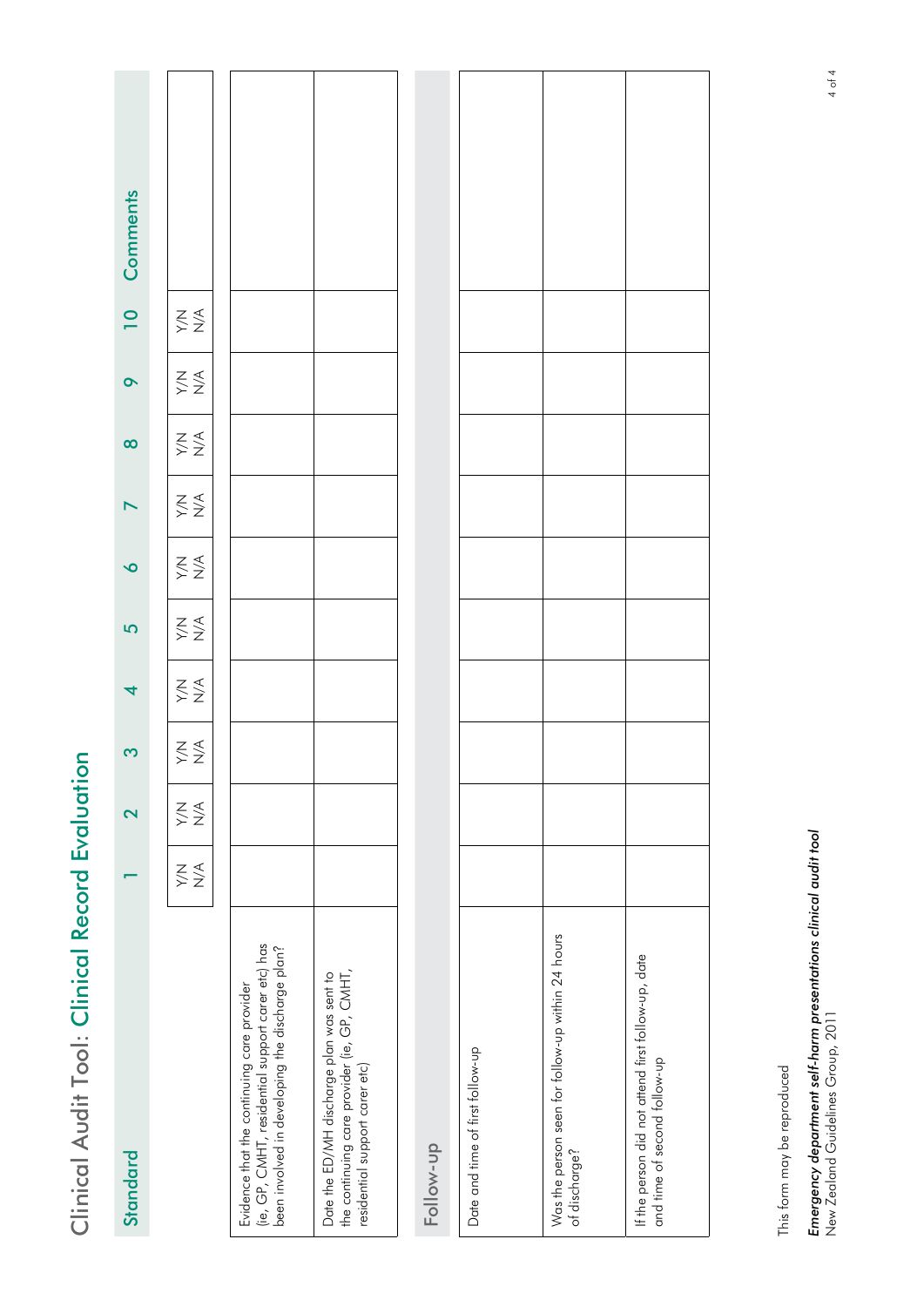# Clinical Audit Tool: Clinical Record Evaluation

| Standard | 1 | 2 | 3 | 4 | 5 | 6 | 7 | 8 | 9 | 10 | Comments |
|---|---|---|---|---|---|---|---|---|---|---|---|
| | Y/N N/A | Y/N N/A | Y/N N/A | Y/N N/A | Y/N N/A | Y/N N/A | Y/N N/A | Y/N N/A | Y/N N/A | Y/N N/A | |
| Evidence that the continuing care provider (ie, GP, CMHT, residential support carer etc) has been involved in developing the discharge plan? | | | | | | | | | | | |
| Date the ED/MH discharge plan was sent to the continuing care provider (ie, GP, CMHT, residential support carer etc) | | | | | | | | | | | |
| **Follow-up** | | | | | | | | | | | |
| Date and time of first follow-up | | | | | | | | | | | |
| Was the person seen for follow-up within 24 hours of discharge? | | | | | | | | | | | |
| If the person did not attend first follow-up, date and time of second follow-up | | | | | | | | | | | |

This form may be reproduced

*Emergency department self-harm presentations clinical audit tool*
New Zealand Guidelines Group, 2011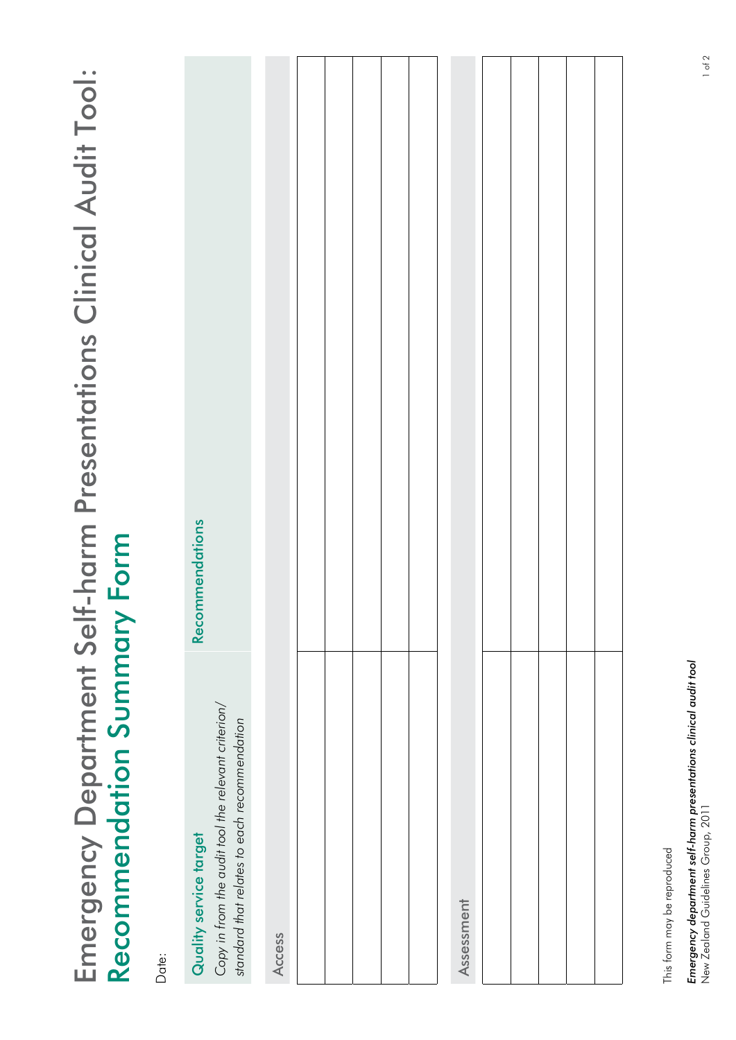# Emergency Department Self-harm Presentations Clinical Audit Tool: Recommendation Summary Form

Date:

| Quality service target<br>*Copy in from the audit tool the relevant criterion/ standard that relates to each recommendation* | Recommendations |
|---|---|
| **Access** | |
| | |
| | |
| | |
| | |
| | |
| **Assessment** | |
| | |
| | |
| | |
| | |
| | |

This form may be reproduced

***Emergency department self-harm presentations clinical audit tool***
New Zealand Guidelines Group, 2011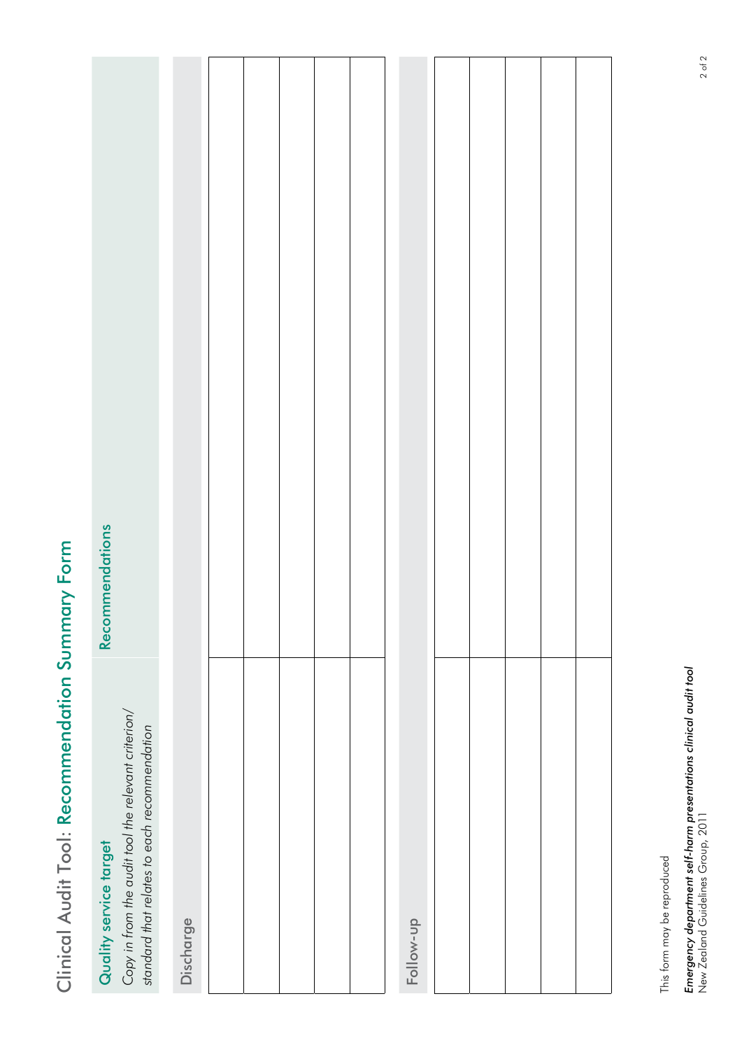# Clinical Audit Tool: Recommendation Summary Form

| Quality service target<br>*Copy in from the audit tool the relevant criterion/ standard that relates to each recommendation* | Recommendations |
|---|---|
| **Discharge** | |
| | |
| | |
| | |
| | |
| | |
| **Follow-up** | |
| | |
| | |
| | |
| | |
| | |

This form may be reproduced

***Emergency department self-harm presentations clinical audit tool***
New Zealand Guidelines Group, 2011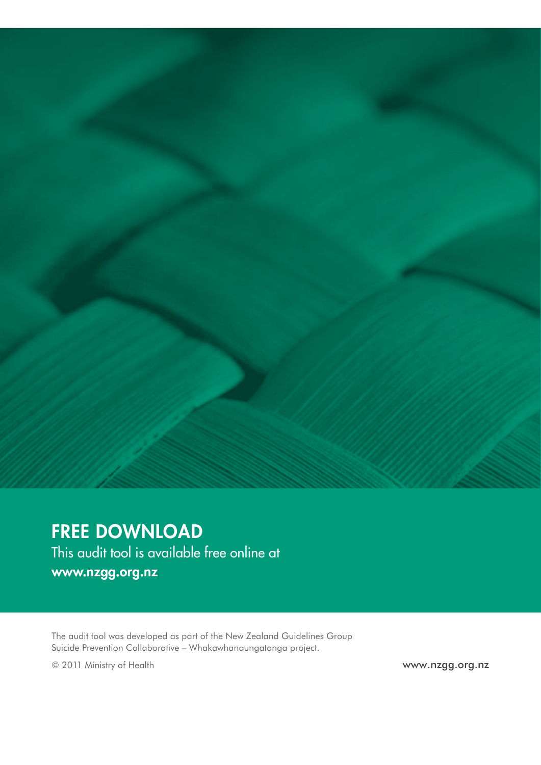## FREE DOWNLOAD

This audit tool is available free online at
**www.nzgg.org.nz**

The audit tool was developed as part of the New Zealand Guidelines Group Suicide Prevention Collaborative – Whakawhanaungatanga project.

© 2011 Ministry of Health

www.nzgg.org.nz